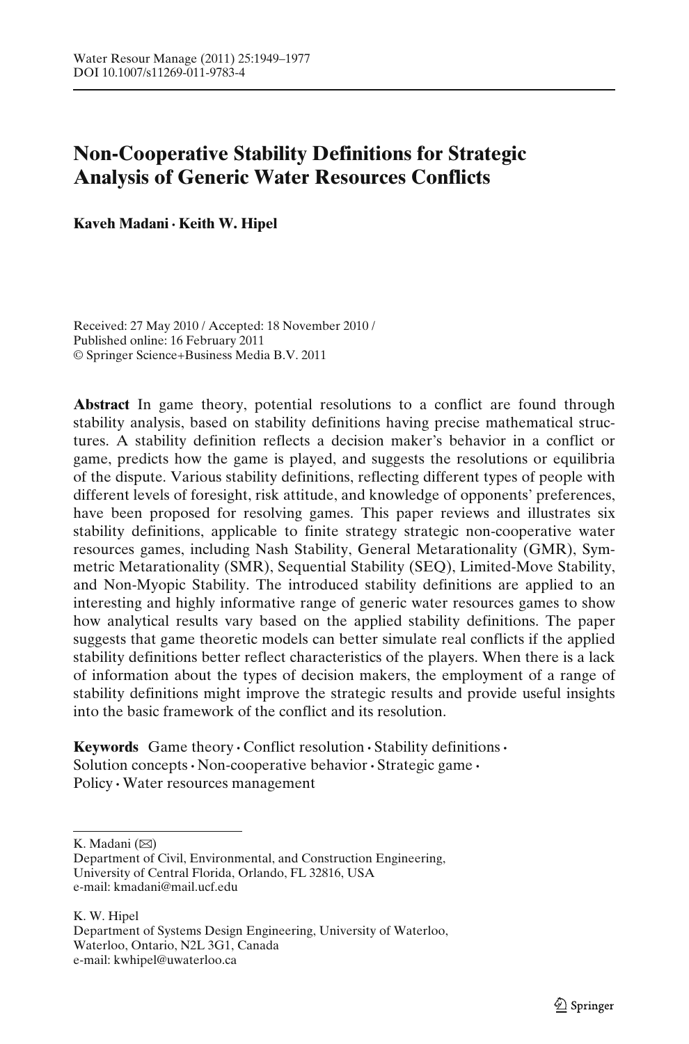# Non-Cooperative Stability Definitions for Strategic Analysis of Generic Water Resources Conflicts

**Kaveh Madani · Keith W. Hipel**

Received: 27 May 2010 / Accepted: 18 November 2010 /
Published online: 16 February 2011
© Springer Science+Business Media B.V. 2011

**Abstract** In game theory, potential resolutions to a conflict are found through stability analysis, based on stability definitions having precise mathematical structures. A stability definition reflects a decision maker's behavior in a conflict or game, predicts how the game is played, and suggests the resolutions or equilibria of the dispute. Various stability definitions, reflecting different types of people with different levels of foresight, risk attitude, and knowledge of opponents' preferences, have been proposed for resolving games. This paper reviews and illustrates six stability definitions, applicable to finite strategy strategic non-cooperative water resources games, including Nash Stability, General Metarationality (GMR), Symmetric Metarationality (SMR), Sequential Stability (SEQ), Limited-Move Stability, and Non-Myopic Stability. The introduced stability definitions are applied to an interesting and highly informative range of generic water resources games to show how analytical results vary based on the applied stability definitions. The paper suggests that game theoretic models can better simulate real conflicts if the applied stability definitions better reflect characteristics of the players. When there is a lack of information about the types of decision makers, the employment of a range of stability definitions might improve the strategic results and provide useful insights into the basic framework of the conflict and its resolution.

**Keywords** Game theory · Conflict resolution · Stability definitions · Solution concepts · Non-cooperative behavior · Strategic game · Policy · Water resources management

---

K. Madani (✉)
Department of Civil, Environmental, and Construction Engineering,
University of Central Florida, Orlando, FL 32816, USA
e-mail: kmadani@mail.ucf.edu

K. W. Hipel
Department of Systems Design Engineering, University of Waterloo,
Waterloo, Ontario, N2L 3G1, Canada
e-mail: kwhipel@uwaterloo.ca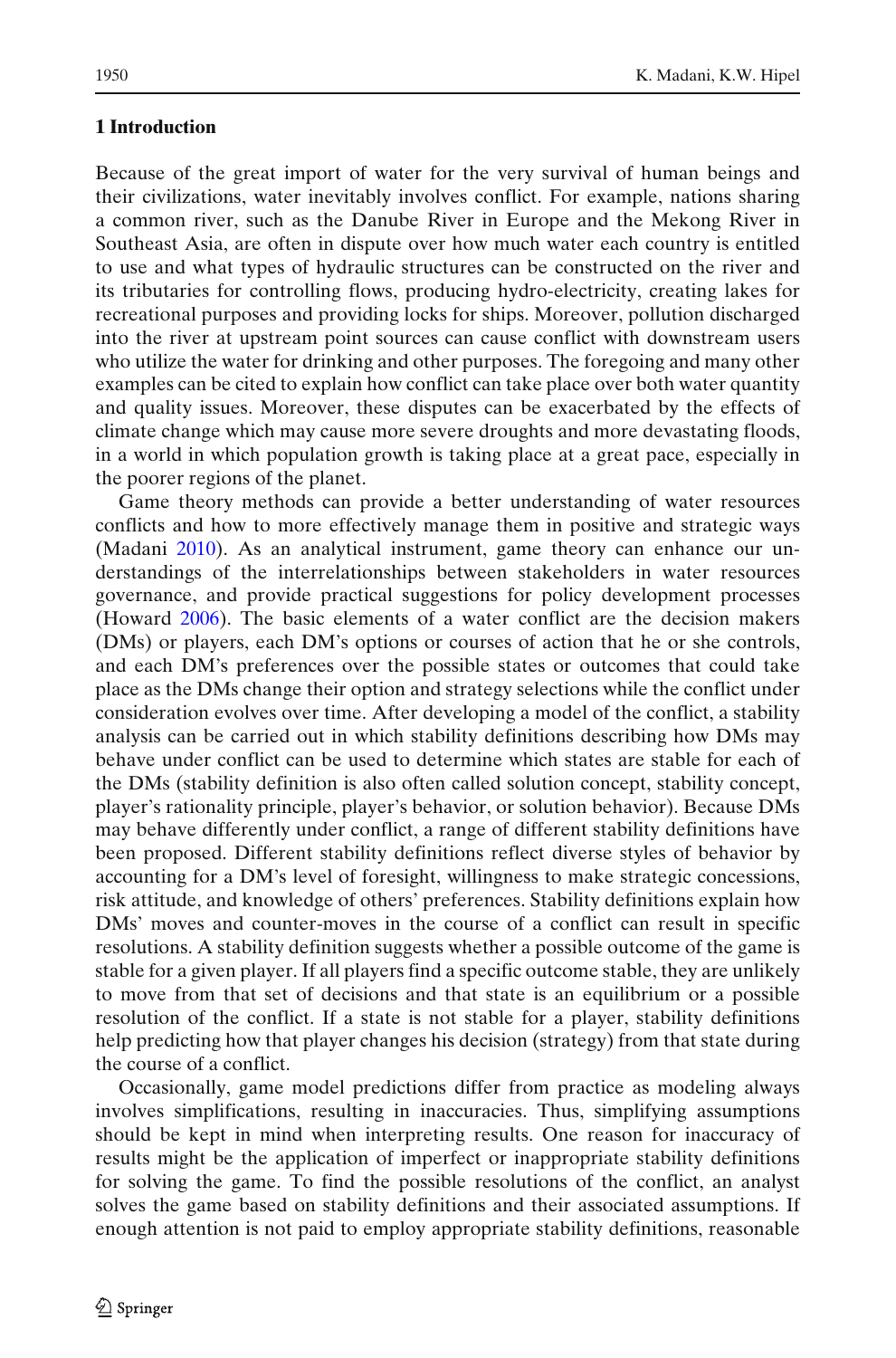## 1 Introduction

Because of the great import of water for the very survival of human beings and their civilizations, water inevitably involves conflict. For example, nations sharing a common river, such as the Danube River in Europe and the Mekong River in Southeast Asia, are often in dispute over how much water each country is entitled to use and what types of hydraulic structures can be constructed on the river and its tributaries for controlling flows, producing hydro-electricity, creating lakes for recreational purposes and providing locks for ships. Moreover, pollution discharged into the river at upstream point sources can cause conflict with downstream users who utilize the water for drinking and other purposes. The foregoing and many other examples can be cited to explain how conflict can take place over both water quantity and quality issues. Moreover, these disputes can be exacerbated by the effects of climate change which may cause more severe droughts and more devastating floods, in a world in which population growth is taking place at a great pace, especially in the poorer regions of the planet.

Game theory methods can provide a better understanding of water resources conflicts and how to more effectively manage them in positive and strategic ways (Madani 2010). As an analytical instrument, game theory can enhance our understandings of the interrelationships between stakeholders in water resources governance, and provide practical suggestions for policy development processes (Howard 2006). The basic elements of a water conflict are the decision makers (DMs) or players, each DM's options or courses of action that he or she controls, and each DM's preferences over the possible states or outcomes that could take place as the DMs change their option and strategy selections while the conflict under consideration evolves over time. After developing a model of the conflict, a stability analysis can be carried out in which stability definitions describing how DMs may behave under conflict can be used to determine which states are stable for each of the DMs (stability definition is also often called solution concept, stability concept, player's rationality principle, player's behavior, or solution behavior). Because DMs may behave differently under conflict, a range of different stability definitions have been proposed. Different stability definitions reflect diverse styles of behavior by accounting for a DM's level of foresight, willingness to make strategic concessions, risk attitude, and knowledge of others' preferences. Stability definitions explain how DMs' moves and counter-moves in the course of a conflict can result in specific resolutions. A stability definition suggests whether a possible outcome of the game is stable for a given player. If all players find a specific outcome stable, they are unlikely to move from that set of decisions and that state is an equilibrium or a possible resolution of the conflict. If a state is not stable for a player, stability definitions help predicting how that player changes his decision (strategy) from that state during the course of a conflict.

Occasionally, game model predictions differ from practice as modeling always involves simplifications, resulting in inaccuracies. Thus, simplifying assumptions should be kept in mind when interpreting results. One reason for inaccuracy of results might be the application of imperfect or inappropriate stability definitions for solving the game. To find the possible resolutions of the conflict, an analyst solves the game based on stability definitions and their associated assumptions. If enough attention is not paid to employ appropriate stability definitions, reasonable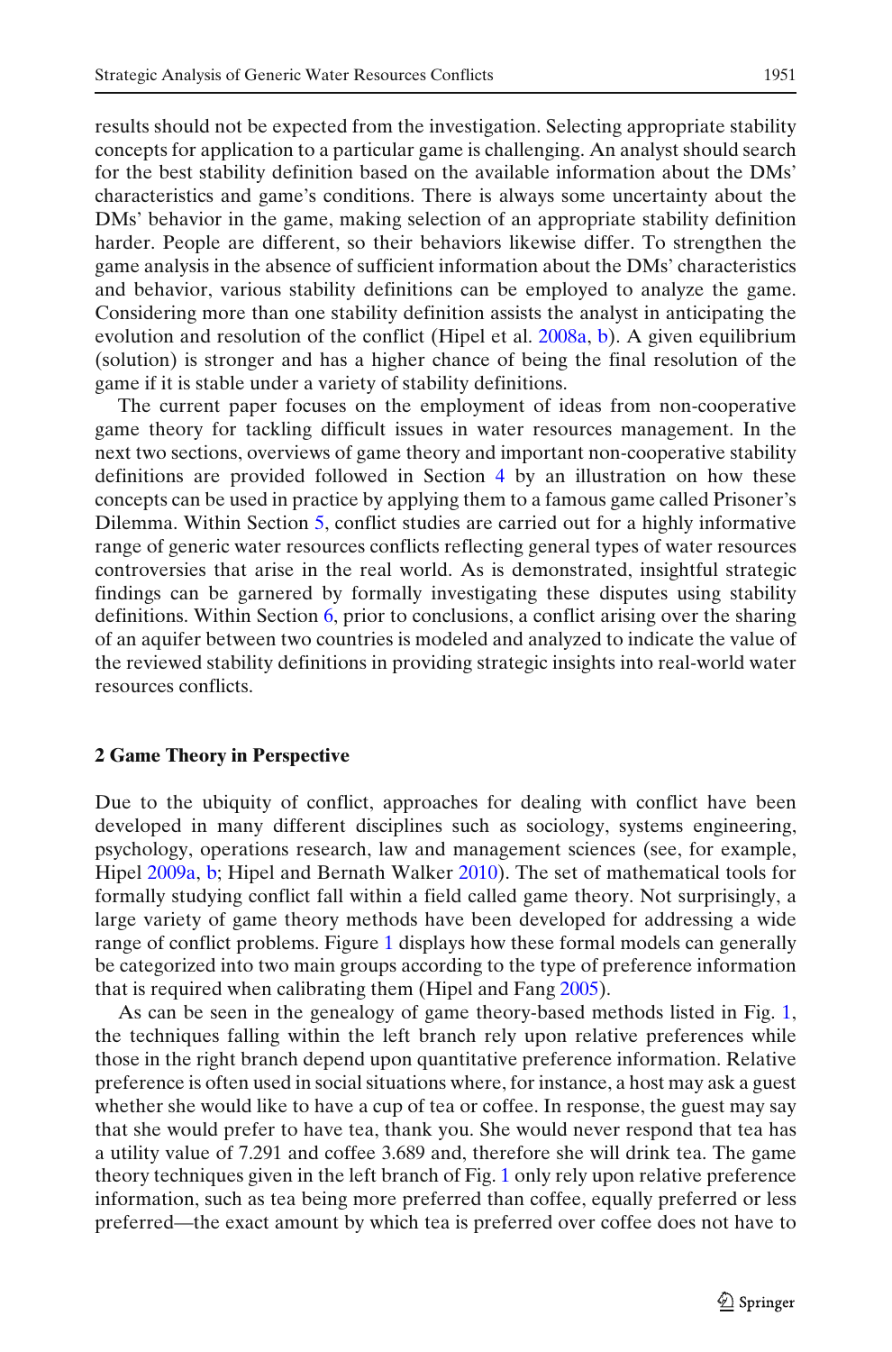results should not be expected from the investigation. Selecting appropriate stability concepts for application to a particular game is challenging. An analyst should search for the best stability definition based on the available information about the DMs' characteristics and game's conditions. There is always some uncertainty about the DMs' behavior in the game, making selection of an appropriate stability definition harder. People are different, so their behaviors likewise differ. To strengthen the game analysis in the absence of sufficient information about the DMs' characteristics and behavior, various stability definitions can be employed to analyze the game. Considering more than one stability definition assists the analyst in anticipating the evolution and resolution of the conflict (Hipel et al. 2008a, b). A given equilibrium (solution) is stronger and has a higher chance of being the final resolution of the game if it is stable under a variety of stability definitions.

The current paper focuses on the employment of ideas from non-cooperative game theory for tackling difficult issues in water resources management. In the next two sections, overviews of game theory and important non-cooperative stability definitions are provided followed in Section 4 by an illustration on how these concepts can be used in practice by applying them to a famous game called Prisoner's Dilemma. Within Section 5, conflict studies are carried out for a highly informative range of generic water resources conflicts reflecting general types of water resources controversies that arise in the real world. As is demonstrated, insightful strategic findings can be garnered by formally investigating these disputes using stability definitions. Within Section 6, prior to conclusions, a conflict arising over the sharing of an aquifer between two countries is modeled and analyzed to indicate the value of the reviewed stability definitions in providing strategic insights into real-world water resources conflicts.

## 2 Game Theory in Perspective

Due to the ubiquity of conflict, approaches for dealing with conflict have been developed in many different disciplines such as sociology, systems engineering, psychology, operations research, law and management sciences (see, for example, Hipel 2009a, b; Hipel and Bernath Walker 2010). The set of mathematical tools for formally studying conflict fall within a field called game theory. Not surprisingly, a large variety of game theory methods have been developed for addressing a wide range of conflict problems. Figure 1 displays how these formal models can generally be categorized into two main groups according to the type of preference information that is required when calibrating them (Hipel and Fang 2005).

As can be seen in the genealogy of game theory-based methods listed in Fig. 1, the techniques falling within the left branch rely upon relative preferences while those in the right branch depend upon quantitative preference information. Relative preference is often used in social situations where, for instance, a host may ask a guest whether she would like to have a cup of tea or coffee. In response, the guest may say that she would prefer to have tea, thank you. She would never respond that tea has a utility value of 7.291 and coffee 3.689 and, therefore she will drink tea. The game theory techniques given in the left branch of Fig. 1 only rely upon relative preference information, such as tea being more preferred than coffee, equally preferred or less preferred—the exact amount by which tea is preferred over coffee does not have to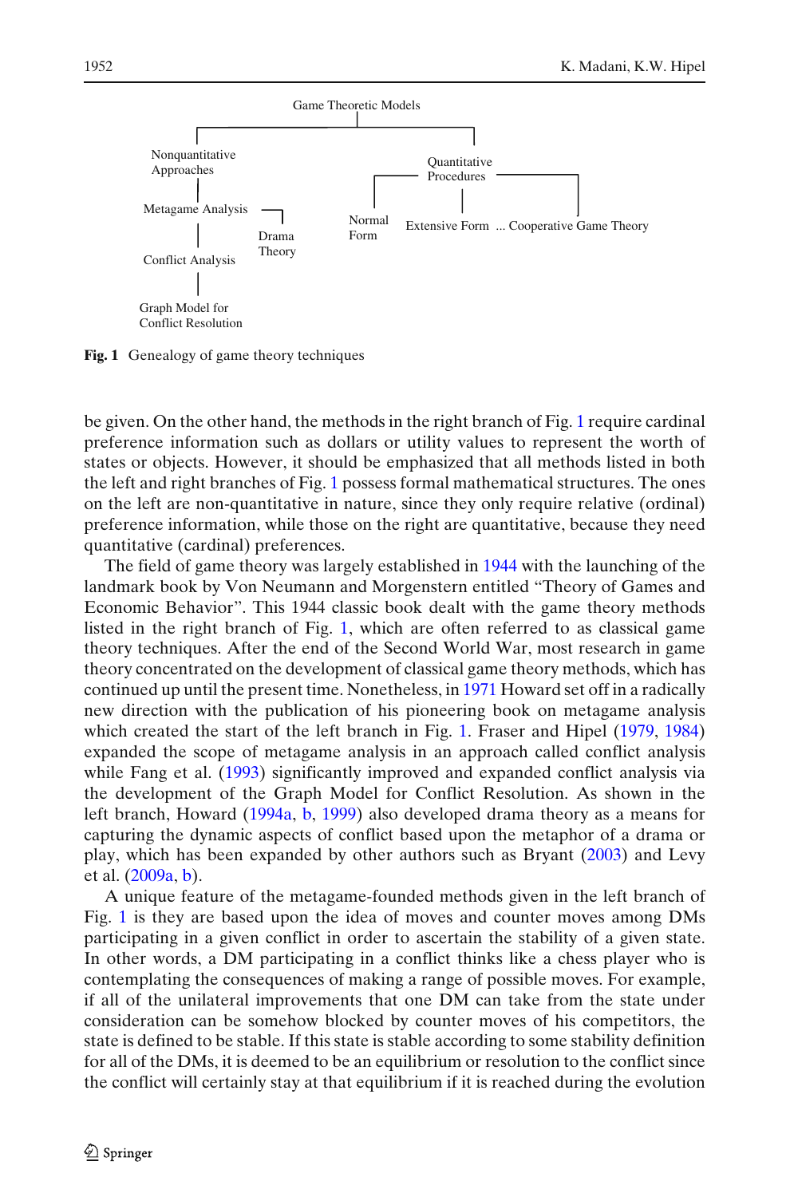Game Theoretic Models

- Nonquantitative Approaches
  - Metagame Analysis
    - Drama Theory
    - Conflict Analysis
      - Graph Model for Conflict Resolution
- Quantitative Procedures
  - Normal Form
  - Extensive Form
  - ... Cooperative Game Theory

**Fig. 1** Genealogy of game theory techniques

be given. On the other hand, the methods in the right branch of Fig. 1 require cardinal preference information such as dollars or utility values to represent the worth of states or objects. However, it should be emphasized that all methods listed in both the left and right branches of Fig. 1 possess formal mathematical structures. The ones on the left are non-quantitative in nature, since they only require relative (ordinal) preference information, while those on the right are quantitative, because they need quantitative (cardinal) preferences.

The field of game theory was largely established in 1944 with the launching of the landmark book by Von Neumann and Morgenstern entitled "Theory of Games and Economic Behavior". This 1944 classic book dealt with the game theory methods listed in the right branch of Fig. 1, which are often referred to as classical game theory techniques. After the end of the Second World War, most research in game theory concentrated on the development of classical game theory methods, which has continued up until the present time. Nonetheless, in 1971 Howard set off in a radically new direction with the publication of his pioneering book on metagame analysis which created the start of the left branch in Fig. 1. Fraser and Hipel (1979, 1984) expanded the scope of metagame analysis in an approach called conflict analysis while Fang et al. (1993) significantly improved and expanded conflict analysis via the development of the Graph Model for Conflict Resolution. As shown in the left branch, Howard (1994a, b, 1999) also developed drama theory as a means for capturing the dynamic aspects of conflict based upon the metaphor of a drama or play, which has been expanded by other authors such as Bryant (2003) and Levy et al. (2009a, b).

A unique feature of the metagame-founded methods given in the left branch of Fig. 1 is they are based upon the idea of moves and counter moves among DMs participating in a given conflict in order to ascertain the stability of a given state. In other words, a DM participating in a conflict thinks like a chess player who is contemplating the consequences of making a range of possible moves. For example, if all of the unilateral improvements that one DM can take from the state under consideration can be somehow blocked by counter moves of his competitors, the state is defined to be stable. If this state is stable according to some stability definition for all of the DMs, it is deemed to be an equilibrium or resolution to the conflict since the conflict will certainly stay at that equilibrium if it is reached during the evolution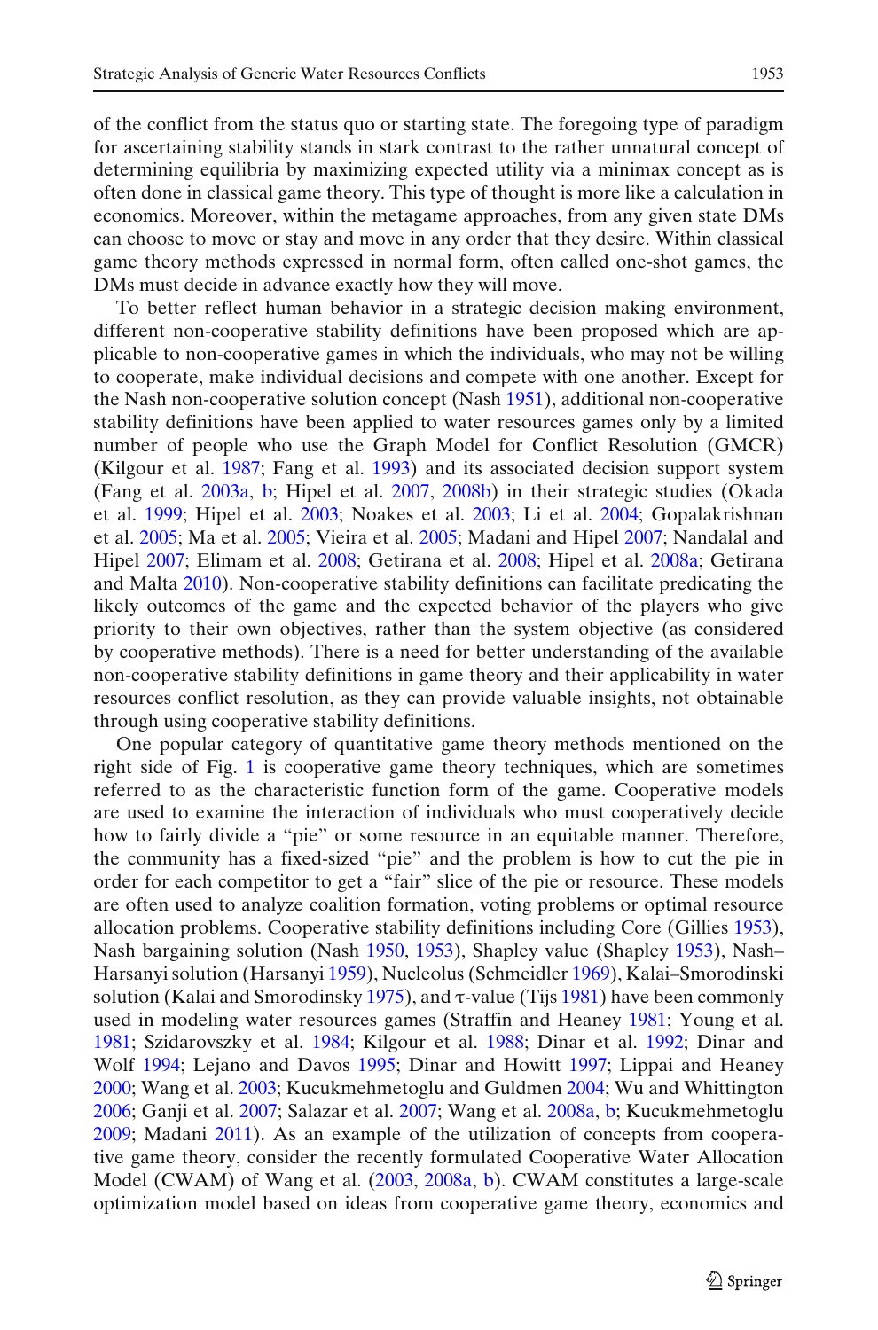of the conflict from the status quo or starting state. The foregoing type of paradigm for ascertaining stability stands in stark contrast to the rather unnatural concept of determining equilibria by maximizing expected utility via a minimax concept as is often done in classical game theory. This type of thought is more like a calculation in economics. Moreover, within the metagame approaches, from any given state DMs can choose to move or stay and move in any order that they desire. Within classical game theory methods expressed in normal form, often called one-shot games, the DMs must decide in advance exactly how they will move.

To better reflect human behavior in a strategic decision making environment, different non-cooperative stability definitions have been proposed which are applicable to non-cooperative games in which the individuals, who may not be willing to cooperate, make individual decisions and compete with one another. Except for the Nash non-cooperative solution concept (Nash 1951), additional non-cooperative stability definitions have been applied to water resources games only by a limited number of people who use the Graph Model for Conflict Resolution (GMCR) (Kilgour et al. 1987; Fang et al. 1993) and its associated decision support system (Fang et al. 2003a, b; Hipel et al. 2007, 2008b) in their strategic studies (Okada et al. 1999; Hipel et al. 2003; Noakes et al. 2003; Li et al. 2004; Gopalakrishnan et al. 2005; Ma et al. 2005; Vieira et al. 2005; Madani and Hipel 2007; Nandalal and Hipel 2007; Elimam et al. 2008; Getirana et al. 2008; Hipel et al. 2008a; Getirana and Malta 2010). Non-cooperative stability definitions can facilitate predicating the likely outcomes of the game and the expected behavior of the players who give priority to their own objectives, rather than the system objective (as considered by cooperative methods). There is a need for better understanding of the available non-cooperative stability definitions in game theory and their applicability in water resources conflict resolution, as they can provide valuable insights, not obtainable through using cooperative stability definitions.

One popular category of quantitative game theory methods mentioned on the right side of Fig. 1 is cooperative game theory techniques, which are sometimes referred to as the characteristic function form of the game. Cooperative models are used to examine the interaction of individuals who must cooperatively decide how to fairly divide a "pie" or some resource in an equitable manner. Therefore, the community has a fixed-sized "pie" and the problem is how to cut the pie in order for each competitor to get a "fair" slice of the pie or resource. These models are often used to analyze coalition formation, voting problems or optimal resource allocation problems. Cooperative stability definitions including Core (Gillies 1953), Nash bargaining solution (Nash 1950, 1953), Shapley value (Shapley 1953), Nash–Harsanyi solution (Harsanyi 1959), Nucleolus (Schmeidler 1969), Kalai–Smorodinski solution (Kalai and Smorodinsky 1975), and $\tau$-value (Tijs 1981) have been commonly used in modeling water resources games (Straffin and Heaney 1981; Young et al. 1981; Szidarovszky et al. 1984; Kilgour et al. 1988; Dinar et al. 1992; Dinar and Wolf 1994; Lejano and Davos 1995; Dinar and Howitt 1997; Lippai and Heaney 2000; Wang et al. 2003; Kucukmehmetoglu and Guldmen 2004; Wu and Whittington 2006; Ganji et al. 2007; Salazar et al. 2007; Wang et al. 2008a, b; Kucukmehmetoglu 2009; Madani 2011). As an example of the utilization of concepts from cooperative game theory, consider the recently formulated Cooperative Water Allocation Model (CWAM) of Wang et al. (2003, 2008a, b). CWAM constitutes a large-scale optimization model based on ideas from cooperative game theory, economics and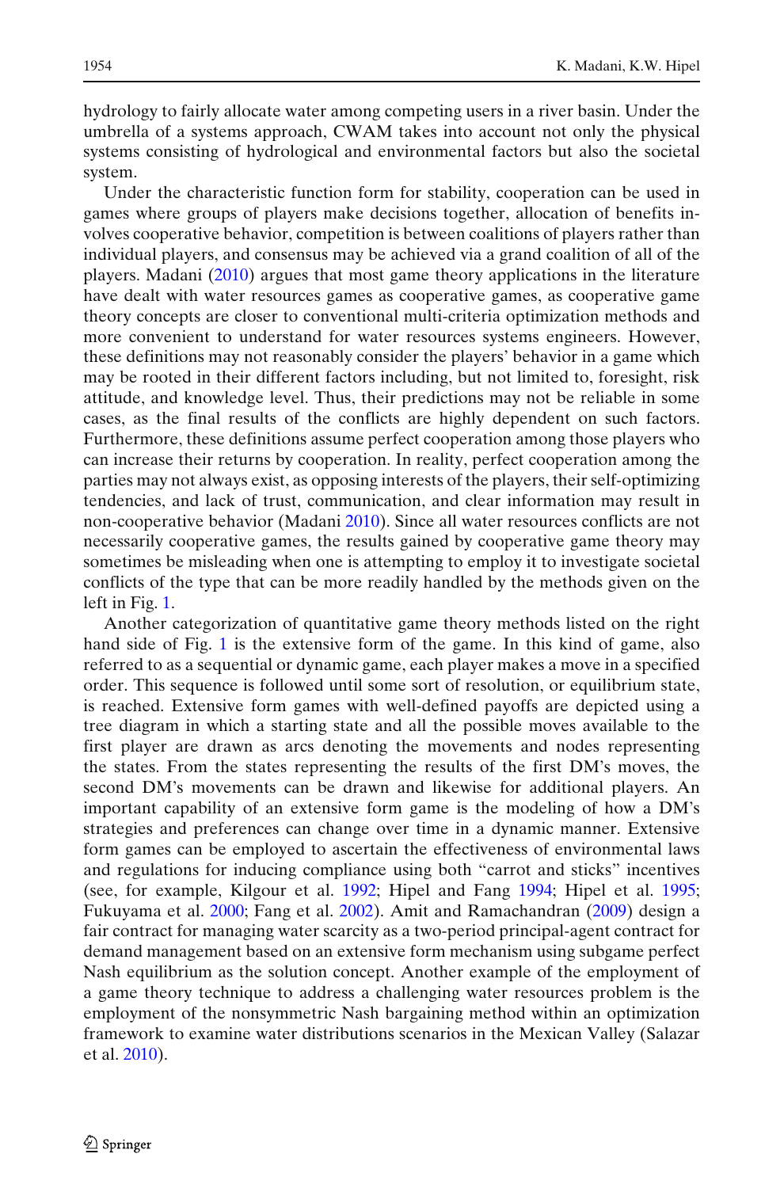hydrology to fairly allocate water among competing users in a river basin. Under the umbrella of a systems approach, CWAM takes into account not only the physical systems consisting of hydrological and environmental factors but also the societal system.

Under the characteristic function form for stability, cooperation can be used in games where groups of players make decisions together, allocation of benefits involves cooperative behavior, competition is between coalitions of players rather than individual players, and consensus may be achieved via a grand coalition of all of the players. Madani (2010) argues that most game theory applications in the literature have dealt with water resources games as cooperative games, as cooperative game theory concepts are closer to conventional multi-criteria optimization methods and more convenient to understand for water resources systems engineers. However, these definitions may not reasonably consider the players' behavior in a game which may be rooted in their different factors including, but not limited to, foresight, risk attitude, and knowledge level. Thus, their predictions may not be reliable in some cases, as the final results of the conflicts are highly dependent on such factors. Furthermore, these definitions assume perfect cooperation among those players who can increase their returns by cooperation. In reality, perfect cooperation among the parties may not always exist, as opposing interests of the players, their self-optimizing tendencies, and lack of trust, communication, and clear information may result in non-cooperative behavior (Madani 2010). Since all water resources conflicts are not necessarily cooperative games, the results gained by cooperative game theory may sometimes be misleading when one is attempting to employ it to investigate societal conflicts of the type that can be more readily handled by the methods given on the left in Fig. 1.

Another categorization of quantitative game theory methods listed on the right hand side of Fig. 1 is the extensive form of the game. In this kind of game, also referred to as a sequential or dynamic game, each player makes a move in a specified order. This sequence is followed until some sort of resolution, or equilibrium state, is reached. Extensive form games with well-defined payoffs are depicted using a tree diagram in which a starting state and all the possible moves available to the first player are drawn as arcs denoting the movements and nodes representing the states. From the states representing the results of the first DM's moves, the second DM's movements can be drawn and likewise for additional players. An important capability of an extensive form game is the modeling of how a DM's strategies and preferences can change over time in a dynamic manner. Extensive form games can be employed to ascertain the effectiveness of environmental laws and regulations for inducing compliance using both "carrot and sticks" incentives (see, for example, Kilgour et al. 1992; Hipel and Fang 1994; Hipel et al. 1995; Fukuyama et al. 2000; Fang et al. 2002). Amit and Ramachandran (2009) design a fair contract for managing water scarcity as a two-period principal-agent contract for demand management based on an extensive form mechanism using subgame perfect Nash equilibrium as the solution concept. Another example of the employment of a game theory technique to address a challenging water resources problem is the employment of the nonsymmetric Nash bargaining method within an optimization framework to examine water distributions scenarios in the Mexican Valley (Salazar et al. 2010).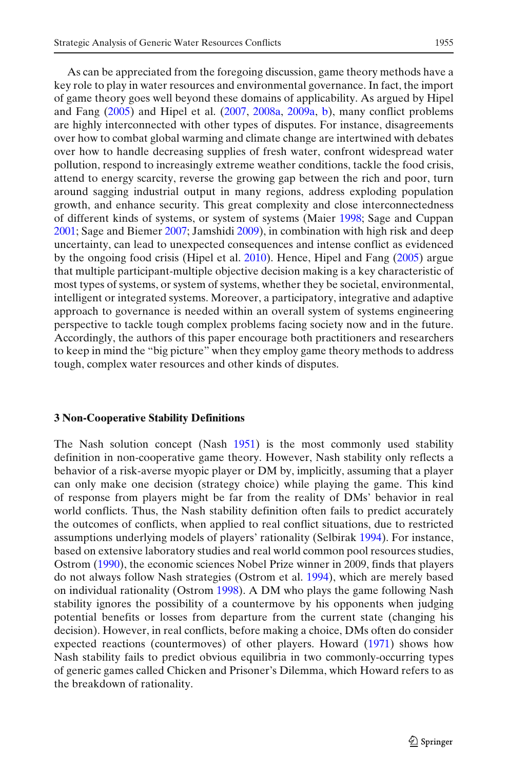As can be appreciated from the foregoing discussion, game theory methods have a key role to play in water resources and environmental governance. In fact, the import of game theory goes well beyond these domains of applicability. As argued by Hipel and Fang (2005) and Hipel et al. (2007, 2008a, 2009a, b), many conflict problems are highly interconnected with other types of disputes. For instance, disagreements over how to combat global warming and climate change are intertwined with debates over how to handle decreasing supplies of fresh water, confront widespread water pollution, respond to increasingly extreme weather conditions, tackle the food crisis, attend to energy scarcity, reverse the growing gap between the rich and poor, turn around sagging industrial output in many regions, address exploding population growth, and enhance security. This great complexity and close interconnectedness of different kinds of systems, or system of systems (Maier 1998; Sage and Cuppan 2001; Sage and Biemer 2007; Jamshidi 2009), in combination with high risk and deep uncertainty, can lead to unexpected consequences and intense conflict as evidenced by the ongoing food crisis (Hipel et al. 2010). Hence, Hipel and Fang (2005) argue that multiple participant-multiple objective decision making is a key characteristic of most types of systems, or system of systems, whether they be societal, environmental, intelligent or integrated systems. Moreover, a participatory, integrative and adaptive approach to governance is needed within an overall system of systems engineering perspective to tackle tough complex problems facing society now and in the future. Accordingly, the authors of this paper encourage both practitioners and researchers to keep in mind the "big picture" when they employ game theory methods to address tough, complex water resources and other kinds of disputes.

## 3 Non-Cooperative Stability Definitions

The Nash solution concept (Nash 1951) is the most commonly used stability definition in non-cooperative game theory. However, Nash stability only reflects a behavior of a risk-averse myopic player or DM by, implicitly, assuming that a player can only make one decision (strategy choice) while playing the game. This kind of response from players might be far from the reality of DMs' behavior in real world conflicts. Thus, the Nash stability definition often fails to predict accurately the outcomes of conflicts, when applied to real conflict situations, due to restricted assumptions underlying models of players' rationality (Selbirak 1994). For instance, based on extensive laboratory studies and real world common pool resources studies, Ostrom (1990), the economic sciences Nobel Prize winner in 2009, finds that players do not always follow Nash strategies (Ostrom et al. 1994), which are merely based on individual rationality (Ostrom 1998). A DM who plays the game following Nash stability ignores the possibility of a countermove by his opponents when judging potential benefits or losses from departure from the current state (changing his decision). However, in real conflicts, before making a choice, DMs often do consider expected reactions (countermoves) of other players. Howard (1971) shows how Nash stability fails to predict obvious equilibria in two commonly-occurring types of generic games called Chicken and Prisoner's Dilemma, which Howard refers to as the breakdown of rationality.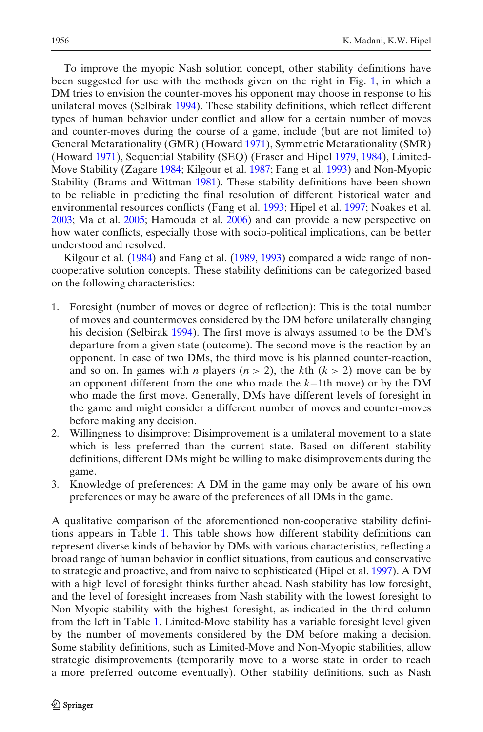To improve the myopic Nash solution concept, other stability definitions have been suggested for use with the methods given on the right in Fig. 1, in which a DM tries to envision the counter-moves his opponent may choose in response to his unilateral moves (Selbirak 1994). These stability definitions, which reflect different types of human behavior under conflict and allow for a certain number of moves and counter-moves during the course of a game, include (but are not limited to) General Metarationality (GMR) (Howard 1971), Symmetric Metarationality (SMR) (Howard 1971), Sequential Stability (SEQ) (Fraser and Hipel 1979, 1984), Limited-Move Stability (Zagare 1984; Kilgour et al. 1987; Fang et al. 1993) and Non-Myopic Stability (Brams and Wittman 1981). These stability definitions have been shown to be reliable in predicting the final resolution of different historical water and environmental resources conflicts (Fang et al. 1993; Hipel et al. 1997; Noakes et al. 2003; Ma et al. 2005; Hamouda et al. 2006) and can provide a new perspective on how water conflicts, especially those with socio-political implications, can be better understood and resolved.

Kilgour et al. (1984) and Fang et al. (1989, 1993) compared a wide range of non-cooperative solution concepts. These stability definitions can be categorized based on the following characteristics:

1. Foresight (number of moves or degree of reflection): This is the total number of moves and countermoves considered by the DM before unilaterally changing his decision (Selbirak 1994). The first move is always assumed to be the DM's departure from a given state (outcome). The second move is the reaction by an opponent. In case of two DMs, the third move is his planned counter-reaction, and so on. In games with $n$ players ($n > 2$), the $k$th ($k > 2$) move can be by an opponent different from the one who made the $k-1$th move) or by the DM who made the first move. Generally, DMs have different levels of foresight in the game and might consider a different number of moves and counter-moves before making any decision.
2. Willingness to disimprove: Disimprovement is a unilateral movement to a state which is less preferred than the current state. Based on different stability definitions, different DMs might be willing to make disimprovements during the game.
3. Knowledge of preferences: A DM in the game may only be aware of his own preferences or may be aware of the preferences of all DMs in the game.

A qualitative comparison of the aforementioned non-cooperative stability definitions appears in Table 1. This table shows how different stability definitions can represent diverse kinds of behavior by DMs with various characteristics, reflecting a broad range of human behavior in conflict situations, from cautious and conservative to strategic and proactive, and from naive to sophisticated (Hipel et al. 1997). A DM with a high level of foresight thinks further ahead. Nash stability has low foresight, and the level of foresight increases from Nash stability with the lowest foresight to Non-Myopic stability with the highest foresight, as indicated in the third column from the left in Table 1. Limited-Move stability has a variable foresight level given by the number of movements considered by the DM before making a decision. Some stability definitions, such as Limited-Move and Non-Myopic stabilities, allow strategic disimprovements (temporarily move to a worse state in order to reach a more preferred outcome eventually). Other stability definitions, such as Nash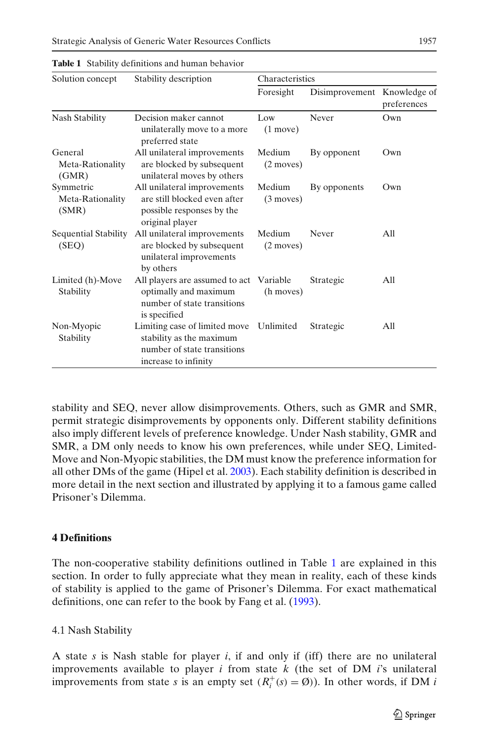**Table 1** Stability definitions and human behavior

| Solution concept | Stability description | Characteristics | | |
|---|---|---|---|---|
| | | Foresight | Disimprovement | Knowledge of preferences |
| Nash Stability | Decision maker cannot unilaterally move to a more preferred state | Low (1 move) | Never | Own |
| General Meta-Rationality (GMR) | All unilateral improvements are blocked by subsequent unilateral moves by others | Medium (2 moves) | By opponent | Own |
| Symmetric Meta-Rationality (SMR) | All unilateral improvements are still blocked even after possible responses by the original player | Medium (3 moves) | By opponents | Own |
| Sequential Stability (SEQ) | All unilateral improvements are blocked by subsequent unilateral improvements by others | Medium (2 moves) | Never | All |
| Limited (h)-Move Stability | All players are assumed to act optimally and maximum number of state transitions is specified | Variable (h moves) | Strategic | All |
| Non-Myopic Stability | Limiting case of limited move stability as the maximum number of state transitions increase to infinity | Unlimited | Strategic | All |

stability and SEQ, never allow disimprovements. Others, such as GMR and SMR, permit strategic disimprovements by opponents only. Different stability definitions also imply different levels of preference knowledge. Under Nash stability, GMR and SMR, a DM only needs to know his own preferences, while under SEQ, Limited-Move and Non-Myopic stabilities, the DM must know the preference information for all other DMs of the game (Hipel et al. 2003). Each stability definition is described in more detail in the next section and illustrated by applying it to a famous game called Prisoner's Dilemma.

## 4 Definitions

The non-cooperative stability definitions outlined in Table 1 are explained in this section. In order to fully appreciate what they mean in reality, each of these kinds of stability is applied to the game of Prisoner's Dilemma. For exact mathematical definitions, one can refer to the book by Fang et al. (1993).

### 4.1 Nash Stability

A state $s$ is Nash stable for player $i$, if and only if (iff) there are no unilateral improvements available to player $i$ from state $k$ (the set of DM $i$'s unilateral improvements from state $s$ is an empty set ($R_i^+(s) = \emptyset$)). In other words, if DM $i$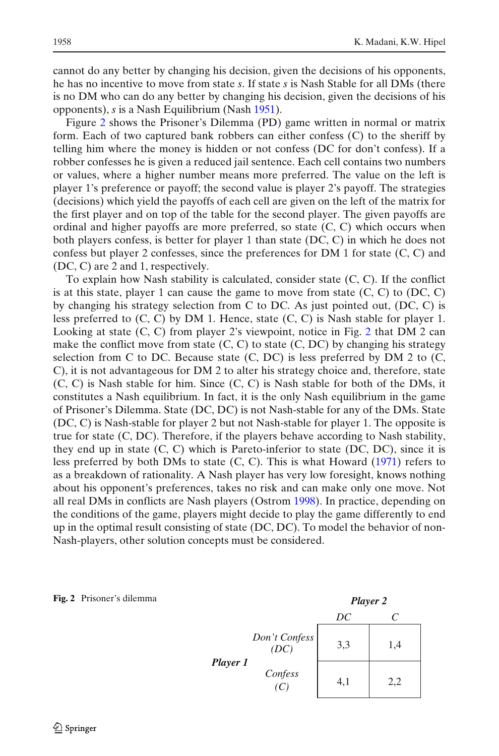cannot do any better by changing his decision, given the decisions of his opponents, he has no incentive to move from state *s*. If state *s* is Nash Stable for all DMs (there is no DM who can do any better by changing his decision, given the decisions of his opponents), *s* is a Nash Equilibrium (Nash 1951).

Figure 2 shows the Prisoner's Dilemma (PD) game written in normal or matrix form. Each of two captured bank robbers can either confess (C) to the sheriff by telling him where the money is hidden or not confess (DC for don't confess). If a robber confesses he is given a reduced jail sentence. Each cell contains two numbers or values, where a higher number means more preferred. The value on the left is player 1's preference or payoff; the second value is player 2's payoff. The strategies (decisions) which yield the payoffs of each cell are given on the left of the matrix for the first player and on top of the table for the second player. The given payoffs are ordinal and higher payoffs are more preferred, so state (C, C) which occurs when both players confess, is better for player 1 than state (DC, C) in which he does not confess but player 2 confesses, since the preferences for DM 1 for state (C, C) and (DC, C) are 2 and 1, respectively.

To explain how Nash stability is calculated, consider state (C, C). If the conflict is at this state, player 1 can cause the game to move from state (C, C) to (DC, C) by changing his strategy selection from C to DC. As just pointed out, (DC, C) is less preferred to (C, C) by DM 1. Hence, state (C, C) is Nash stable for player 1. Looking at state (C, C) from player 2's viewpoint, notice in Fig. 2 that DM 2 can make the conflict move from state (C, C) to state (C, DC) by changing his strategy selection from C to DC. Because state (C, DC) is less preferred by DM 2 to (C, C), it is not advantageous for DM 2 to alter his strategy choice and, therefore, state (C, C) is Nash stable for him. Since (C, C) is Nash stable for both of the DMs, it constitutes a Nash equilibrium. In fact, it is the only Nash equilibrium in the game of Prisoner's Dilemma. State (DC, DC) is not Nash-stable for any of the DMs. State (DC, C) is Nash-stable for player 2 but not Nash-stable for player 1. The opposite is true for state (C, DC). Therefore, if the players behave according to Nash stability, they end up in state (C, C) which is Pareto-inferior to state (DC, DC), since it is less preferred by both DMs to state (C, C). This is what Howard (1971) refers to as a breakdown of rationality. A Nash player has very low foresight, knows nothing about his opponent's preferences, takes no risk and can make only one move. Not all real DMs in conflicts are Nash players (Ostrom 1998). In practice, depending on the conditions of the game, players might decide to play the game differently to end up in the optimal result consisting of state (DC, DC). To model the behavior of non-Nash-players, other solution concepts must be considered.

**Fig. 2** Prisoner's dilemma

| | | ***Player 2*** | |
|---|---|---|---|
| | | *DC* | *C* |
| ***Player 1*** | *Don't Confess (DC)* | 3,3 | 1,4 |
| | *Confess (C)* | 4,1 | 2,2 |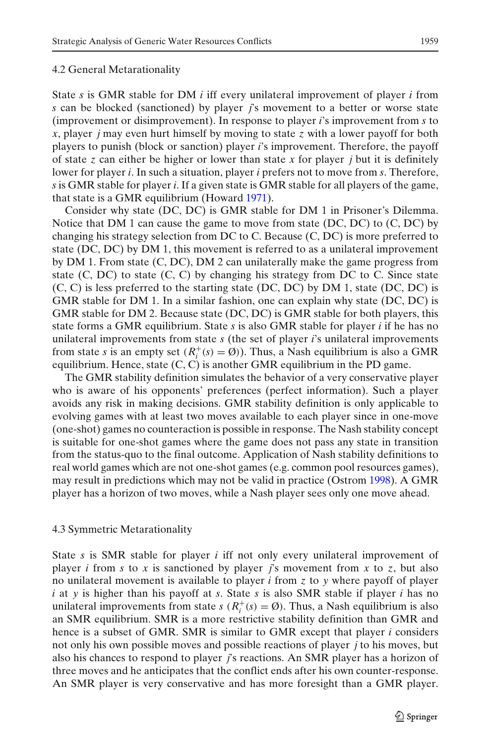### 4.2 General Metarationality

State $s$ is GMR stable for DM $i$ iff every unilateral improvement of player $i$ from $s$ can be blocked (sanctioned) by player $j$'s movement to a better or worse state (improvement or disimprovement). In response to player $i$'s improvement from $s$ to $x$, player $j$ may even hurt himself by moving to state $z$ with a lower payoff for both players to punish (block or sanction) player $i$'s improvement. Therefore, the payoff of state $z$ can either be higher or lower than state $x$ for player $j$ but it is definitely lower for player $i$. In such a situation, player $i$ prefers not to move from $s$. Therefore, $s$ is GMR stable for player $i$. If a given state is GMR stable for all players of the game, that state is a GMR equilibrium (Howard 1971).

Consider why state (DC, DC) is GMR stable for DM 1 in Prisoner's Dilemma. Notice that DM 1 can cause the game to move from state (DC, DC) to (C, DC) by changing his strategy selection from DC to C. Because (C, DC) is more preferred to state (DC, DC) by DM 1, this movement is referred to as a unilateral improvement by DM 1. From state (C, DC), DM 2 can unilaterally make the game progress from state (C, DC) to state (C, C) by changing his strategy from DC to C. Since state (C, C) is less preferred to the starting state (DC, DC) by DM 1, state (DC, DC) is GMR stable for DM 1. In a similar fashion, one can explain why state (DC, DC) is GMR stable for DM 2. Because state (DC, DC) is GMR stable for both players, this state forms a GMR equilibrium. State $s$ is also GMR stable for player $i$ if he has no unilateral improvements from state $s$ (the set of player $i$'s unilateral improvements from state $s$ is an empty set ($R_i^+(s) = \emptyset$)). Thus, a Nash equilibrium is also a GMR equilibrium. Hence, state (C, C) is another GMR equilibrium in the PD game.

The GMR stability definition simulates the behavior of a very conservative player who is aware of his opponents' preferences (perfect information). Such a player avoids any risk in making decisions. GMR stability definition is only applicable to evolving games with at least two moves available to each player since in one-move (one-shot) games no counteraction is possible in response. The Nash stability concept is suitable for one-shot games where the game does not pass any state in transition from the status-quo to the final outcome. Application of Nash stability definitions to real world games which are not one-shot games (e.g. common pool resources games), may result in predictions which may not be valid in practice (Ostrom 1998). A GMR player has a horizon of two moves, while a Nash player sees only one move ahead.

### 4.3 Symmetric Metarationality

State $s$ is SMR stable for player $i$ iff not only every unilateral improvement of player $i$ from $s$ to $x$ is sanctioned by player $j$'s movement from $x$ to $z$, but also no unilateral movement is available to player $i$ from $z$ to $y$ where payoff of player $i$ at $y$ is higher than his payoff at $s$. State $s$ is also SMR stable if player $i$ has no unilateral improvements from state $s$ ($R_i^+(s) = \emptyset$). Thus, a Nash equilibrium is also an SMR equilibrium. SMR is a more restrictive stability definition than GMR and hence is a subset of GMR. SMR is similar to GMR except that player $i$ considers not only his own possible moves and possible reactions of player $j$ to his moves, but also his chances to respond to player $j$'s reactions. An SMR player has a horizon of three moves and he anticipates that the conflict ends after his own counter-response. An SMR player is very conservative and has more foresight than a GMR player.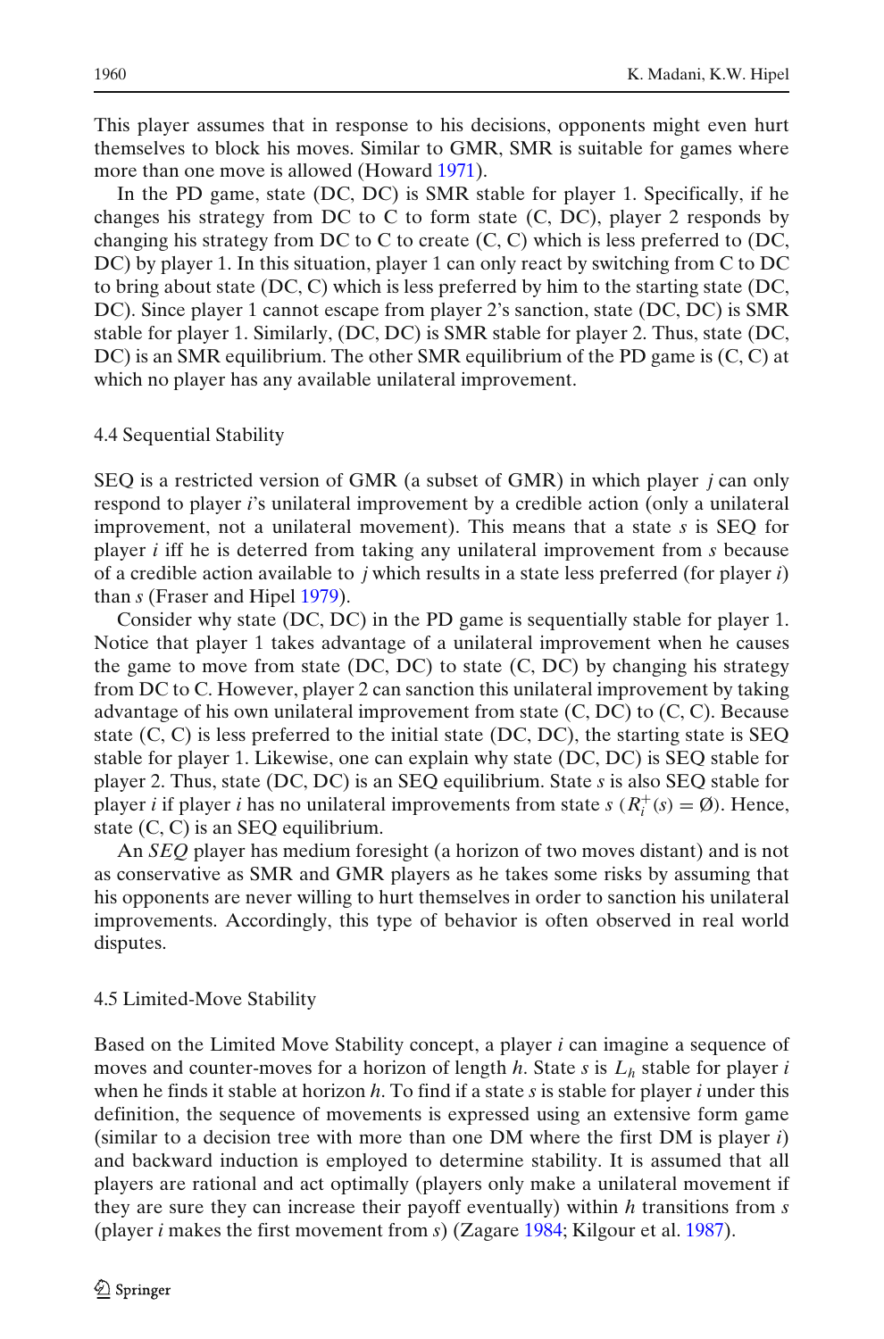This player assumes that in response to his decisions, opponents might even hurt themselves to block his moves. Similar to GMR, SMR is suitable for games where more than one move is allowed (Howard 1971).

In the PD game, state (DC, DC) is SMR stable for player 1. Specifically, if he changes his strategy from DC to C to form state (C, DC), player 2 responds by changing his strategy from DC to C to create (C, C) which is less preferred to (DC, DC) by player 1. In this situation, player 1 can only react by switching from C to DC to bring about state (DC, C) which is less preferred by him to the starting state (DC, DC). Since player 1 cannot escape from player 2's sanction, state (DC, DC) is SMR stable for player 1. Similarly, (DC, DC) is SMR stable for player 2. Thus, state (DC, DC) is an SMR equilibrium. The other SMR equilibrium of the PD game is (C, C) at which no player has any available unilateral improvement.

### 4.4 Sequential Stability

SEQ is a restricted version of GMR (a subset of GMR) in which player $j$ can only respond to player $i$'s unilateral improvement by a credible action (only a unilateral improvement, not a unilateral movement). This means that a state $s$ is SEQ for player $i$ iff he is deterred from taking any unilateral improvement from $s$ because of a credible action available to $j$ which results in a state less preferred (for player $i$) than $s$ (Fraser and Hipel 1979).

Consider why state (DC, DC) in the PD game is sequentially stable for player 1. Notice that player 1 takes advantage of a unilateral improvement when he causes the game to move from state (DC, DC) to state (C, DC) by changing his strategy from DC to C. However, player 2 can sanction this unilateral improvement by taking advantage of his own unilateral improvement from state (C, DC) to (C, C). Because state (C, C) is less preferred to the initial state (DC, DC), the starting state is SEQ stable for player 1. Likewise, one can explain why state (DC, DC) is SEQ stable for player 2. Thus, state (DC, DC) is an SEQ equilibrium. State $s$ is also SEQ stable for player $i$ if player $i$ has no unilateral improvements from state $s$ ($R_i^+(s) = \emptyset$). Hence, state (C, C) is an SEQ equilibrium.

An *SEQ* player has medium foresight (a horizon of two moves distant) and is not as conservative as SMR and GMR players as he takes some risks by assuming that his opponents are never willing to hurt themselves in order to sanction his unilateral improvements. Accordingly, this type of behavior is often observed in real world disputes.

### 4.5 Limited-Move Stability

Based on the Limited Move Stability concept, a player $i$ can imagine a sequence of moves and counter-moves for a horizon of length $h$. State $s$ is $L_h$ stable for player $i$ when he finds it stable at horizon $h$. To find if a state $s$ is stable for player $i$ under this definition, the sequence of movements is expressed using an extensive form game (similar to a decision tree with more than one DM where the first DM is player $i$) and backward induction is employed to determine stability. It is assumed that all players are rational and act optimally (players only make a unilateral movement if they are sure they can increase their payoff eventually) within $h$ transitions from $s$ (player $i$ makes the first movement from $s$) (Zagare 1984; Kilgour et al. 1987).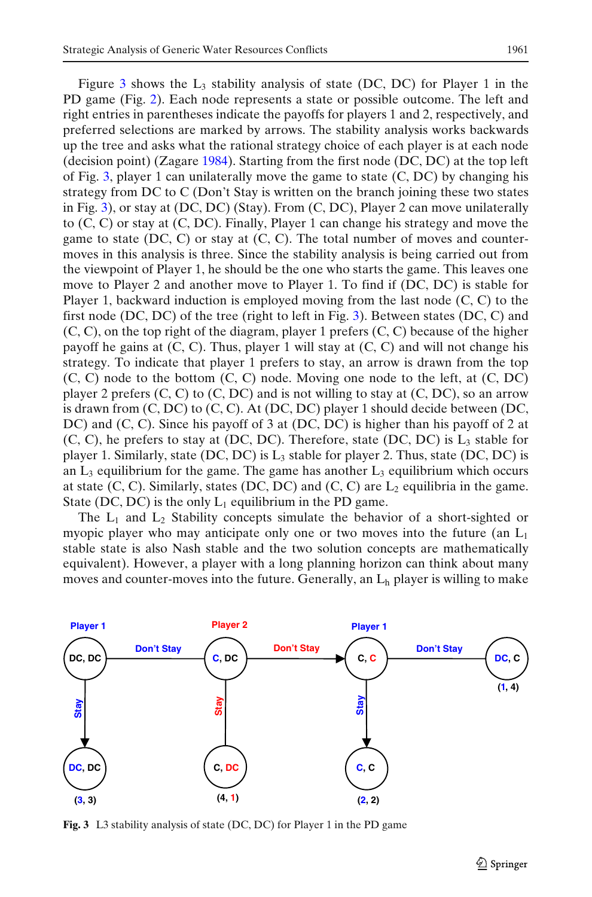Figure 3 shows the $L_3$ stability analysis of state (DC, DC) for Player 1 in the PD game (Fig. 2). Each node represents a state or possible outcome. The left and right entries in parentheses indicate the payoffs for players 1 and 2, respectively, and preferred selections are marked by arrows. The stability analysis works backwards up the tree and asks what the rational strategy choice of each player is at each node (decision point) (Zagare 1984). Starting from the first node (DC, DC) at the top left of Fig. 3, player 1 can unilaterally move the game to state (C, DC) by changing his strategy from DC to C (Don't Stay is written on the branch joining these two states in Fig. 3), or stay at (DC, DC) (Stay). From (C, DC), Player 2 can move unilaterally to (C, C) or stay at (C, DC). Finally, Player 1 can change his strategy and move the game to state (DC, C) or stay at (C, C). The total number of moves and counter-moves in this analysis is three. Since the stability analysis is being carried out from the viewpoint of Player 1, he should be the one who starts the game. This leaves one move to Player 2 and another move to Player 1. To find if (DC, DC) is stable for Player 1, backward induction is employed moving from the last node (C, C) to the first node (DC, DC) of the tree (right to left in Fig. 3). Between states (DC, C) and (C, C), on the top right of the diagram, player 1 prefers (C, C) because of the higher payoff he gains at (C, C). Thus, player 1 will stay at (C, C) and will not change his strategy. To indicate that player 1 prefers to stay, an arrow is drawn from the top (C, C) node to the bottom (C, C) node. Moving one node to the left, at (C, DC) player 2 prefers (C, C) to (C, DC) and is not willing to stay at (C, DC), so an arrow is drawn from (C, DC) to (C, C). At (DC, DC) player 1 should decide between (DC, DC) and (C, C). Since his payoff of 3 at (DC, DC) is higher than his payoff of 2 at (C, C), he prefers to stay at (DC, DC). Therefore, state (DC, DC) is $L_3$ stable for player 1. Similarly, state (DC, DC) is $L_3$ stable for player 2. Thus, state (DC, DC) is an $L_3$ equilibrium for the game. The game has another $L_3$ equilibrium which occurs at state (C, C). Similarly, states (DC, DC) and (C, C) are $L_2$ equilibria in the game. State (DC, DC) is the only $L_1$ equilibrium in the PD game.

The $L_1$ and $L_2$ Stability concepts simulate the behavior of a short-sighted or myopic player who may anticipate only one or two moves into the future (an $L_1$ stable state is also Nash stable and the two solution concepts are mathematically equivalent). However, a player with a long planning horizon can think about many moves and counter-moves into the future. Generally, an $L_h$ player is willing to make

**Fig. 3** L3 stability analysis of state (DC, DC) for Player 1 in the PD game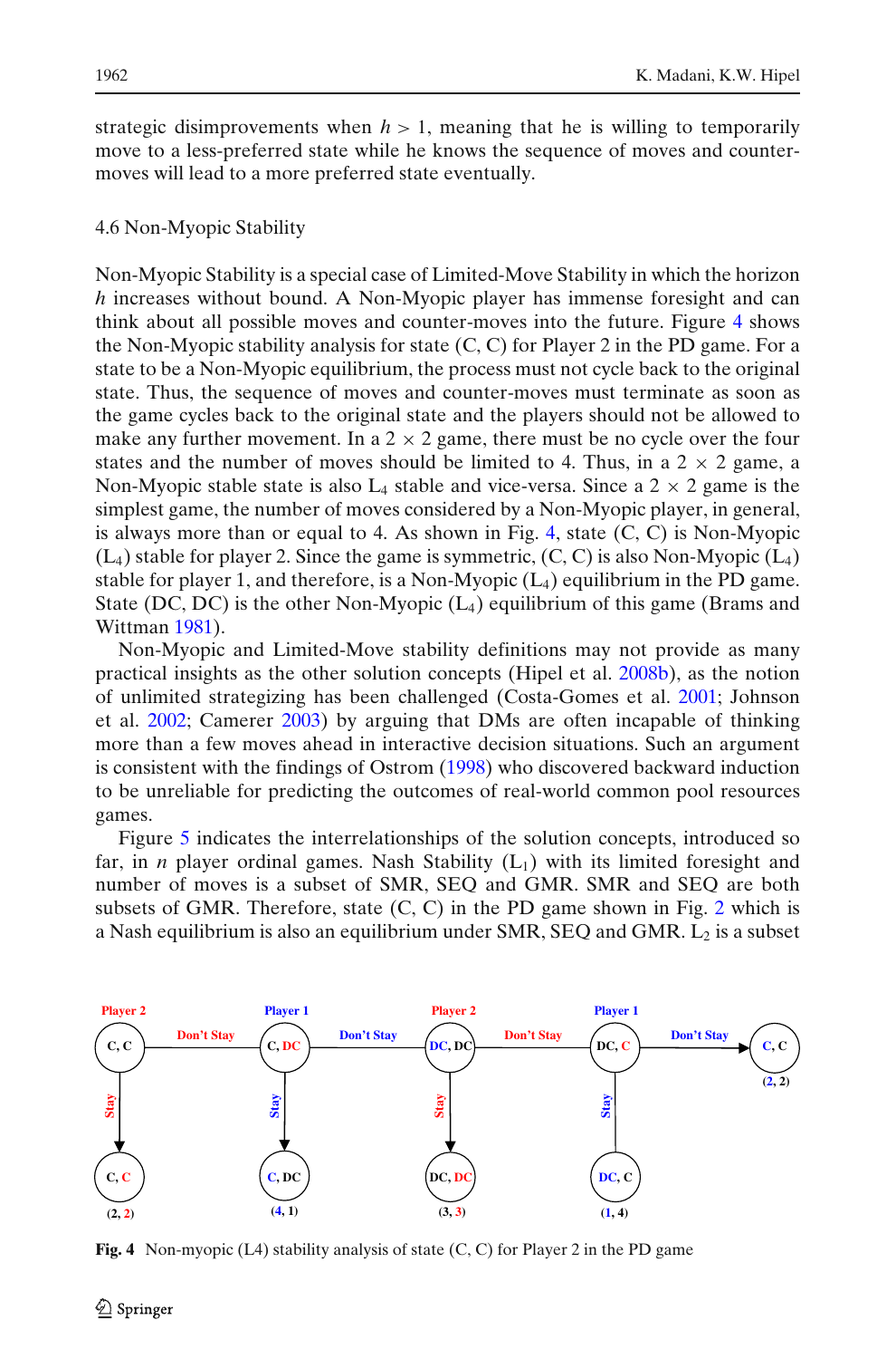strategic disimprovements when $h > 1$, meaning that he is willing to temporarily move to a less-preferred state while he knows the sequence of moves and counter-moves will lead to a more preferred state eventually.

### 4.6 Non-Myopic Stability

Non-Myopic Stability is a special case of Limited-Move Stability in which the horizon $h$ increases without bound. A Non-Myopic player has immense foresight and can think about all possible moves and counter-moves into the future. Figure 4 shows the Non-Myopic stability analysis for state (C, C) for Player 2 in the PD game. For a state to be a Non-Myopic equilibrium, the process must not cycle back to the original state. Thus, the sequence of moves and counter-moves must terminate as soon as the game cycles back to the original state and the players should not be allowed to make any further movement. In a $2 \times 2$ game, there must be no cycle over the four states and the number of moves should be limited to 4. Thus, in a $2 \times 2$ game, a Non-Myopic stable state is also $L_4$ stable and vice-versa. Since a $2 \times 2$ game is the simplest game, the number of moves considered by a Non-Myopic player, in general, is always more than or equal to 4. As shown in Fig. 4, state (C, C) is Non-Myopic ($L_4$) stable for player 2. Since the game is symmetric, (C, C) is also Non-Myopic ($L_4$) stable for player 1, and therefore, is a Non-Myopic ($L_4$) equilibrium in the PD game. State (DC, DC) is the other Non-Myopic ($L_4$) equilibrium of this game (Brams and Wittman 1981).

Non-Myopic and Limited-Move stability definitions may not provide as many practical insights as the other solution concepts (Hipel et al. 2008b), as the notion of unlimited strategizing has been challenged (Costa-Gomes et al. 2001; Johnson et al. 2002; Camerer 2003) by arguing that DMs are often incapable of thinking more than a few moves ahead in interactive decision situations. Such an argument is consistent with the findings of Ostrom (1998) who discovered backward induction to be unreliable for predicting the outcomes of real-world common pool resources games.

Figure 5 indicates the interrelationships of the solution concepts, introduced so far, in $n$ player ordinal games. Nash Stability ($L_1$) with its limited foresight and number of moves is a subset of SMR, SEQ and GMR. SMR and SEQ are both subsets of GMR. Therefore, state (C, C) in the PD game shown in Fig. 2 which is a Nash equilibrium is also an equilibrium under SMR, SEQ and GMR. $L_2$ is a subset

**Fig. 4** Non-myopic (L4) stability analysis of state (C, C) for Player 2 in the PD game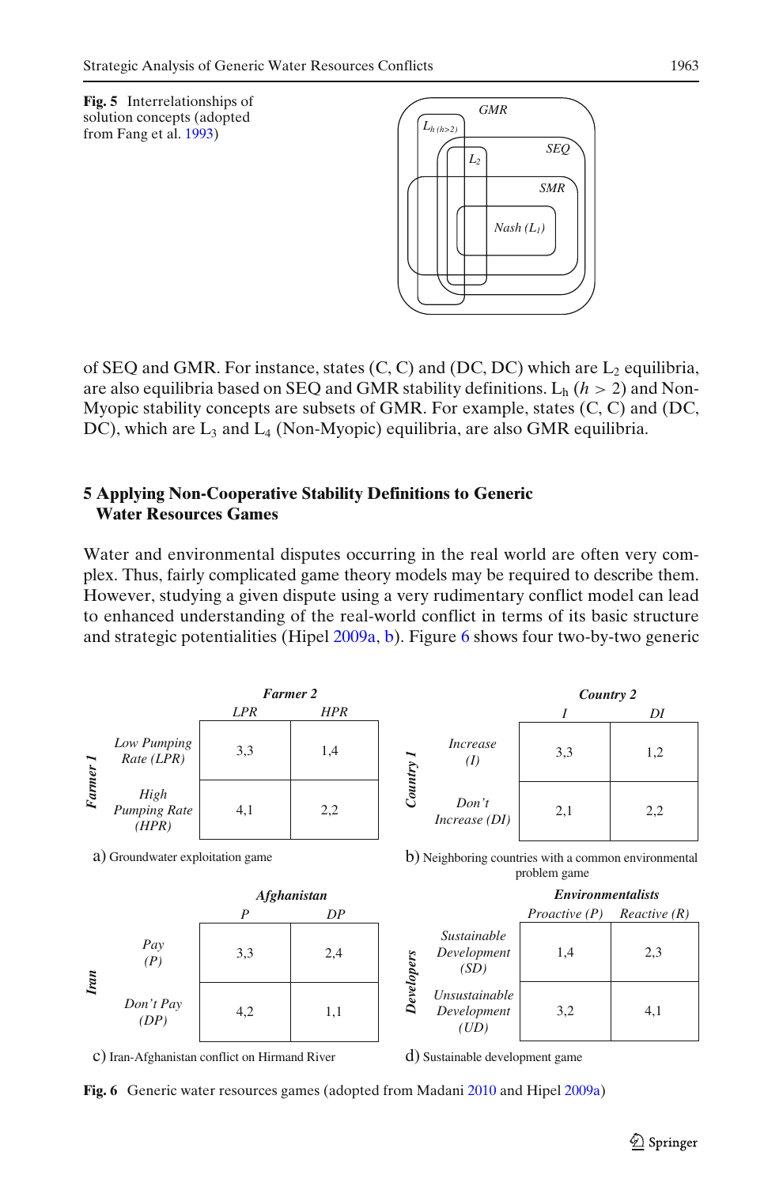**Fig. 5** Interrelationships of solution concepts (adopted from Fang et al. 1993)

of SEQ and GMR. For instance, states (C, C) and (DC, DC) which are $L_2$ equilibria, are also equilibria based on SEQ and GMR stability definitions. $L_h$ ($h > 2$) and Non-Myopic stability concepts are subsets of GMR. For example, states (C, C) and (DC, DC), which are $L_3$ and $L_4$ (Non-Myopic) equilibria, are also GMR equilibria.

## 5 Applying Non-Cooperative Stability Definitions to Generic Water Resources Games

Water and environmental disputes occurring in the real world are often very complex. Thus, fairly complicated game theory models may be required to describe them. However, studying a given dispute using a very rudimentary conflict model can lead to enhanced understanding of the real-world conflict in terms of its basic structure and strategic potentialities (Hipel 2009a, b). Figure 6 shows four two-by-two generic

a) Groundwater exploitation game

| Farmer 1 \ Farmer 2 | LPR | HPR |
|---|---|---|
| Low Pumping Rate (LPR) | 3,3 | 1,4 |
| High Pumping Rate (HPR) | 4,1 | 2,2 |

b) Neighboring countries with a common environmental problem game

| Country 1 \ Country 2 | I | DI |
|---|---|---|
| Increase (I) | 3,3 | 1,2 |
| Don't Increase (DI) | 2,1 | 2,2 |

c) Iran-Afghanistan conflict on Hirmand River

| Iran \ Afghanistan | P | DP |
|---|---|---|
| Pay (P) | 3,3 | 2,4 |
| Don't Pay (DP) | 4,2 | 1,1 |

d) Sustainable development game

| Developers \ Environmentalists | Proactive (P) | Reactive (R) |
|---|---|---|
| Sustainable Development (SD) | 1,4 | 2,3 |
| Unsustainable Development (UD) | 3,2 | 4,1 |

**Fig. 6** Generic water resources games (adopted from Madani 2010 and Hipel 2009a)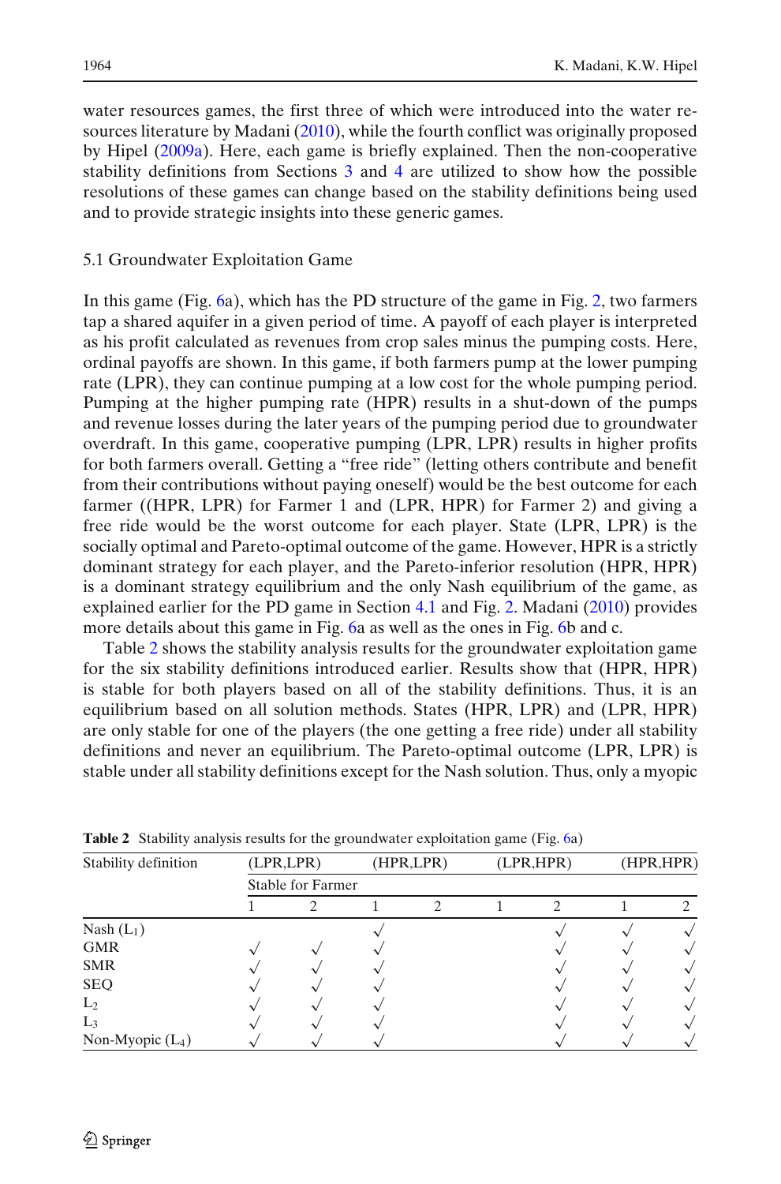water resources games, the first three of which were introduced into the water resources literature by Madani (2010), while the fourth conflict was originally proposed by Hipel (2009a). Here, each game is briefly explained. Then the non-cooperative stability definitions from Sections 3 and 4 are utilized to show how the possible resolutions of these games can change based on the stability definitions being used and to provide strategic insights into these generic games.

## 5.1 Groundwater Exploitation Game

In this game (Fig. 6a), which has the PD structure of the game in Fig. 2, two farmers tap a shared aquifer in a given period of time. A payoff of each player is interpreted as his profit calculated as revenues from crop sales minus the pumping costs. Here, ordinal payoffs are shown. In this game, if both farmers pump at the lower pumping rate (LPR), they can continue pumping at a low cost for the whole pumping period. Pumping at the higher pumping rate (HPR) results in a shut-down of the pumps and revenue losses during the later years of the pumping period due to groundwater overdraft. In this game, cooperative pumping (LPR, LPR) results in higher profits for both farmers overall. Getting a "free ride" (letting others contribute and benefit from their contributions without paying oneself) would be the best outcome for each farmer ((HPR, LPR) for Farmer 1 and (LPR, HPR) for Farmer 2) and giving a free ride would be the worst outcome for each player. State (LPR, LPR) is the socially optimal and Pareto-optimal outcome of the game. However, HPR is a strictly dominant strategy for each player, and the Pareto-inferior resolution (HPR, HPR) is a dominant strategy equilibrium and the only Nash equilibrium of the game, as explained earlier for the PD game in Section 4.1 and Fig. 2. Madani (2010) provides more details about this game in Fig. 6a as well as the ones in Fig. 6b and c.

Table 2 shows the stability analysis results for the groundwater exploitation game for the six stability definitions introduced earlier. Results show that (HPR, HPR) is stable for both players based on all of the stability definitions. Thus, it is an equilibrium based on all solution methods. States (HPR, LPR) and (LPR, HPR) are only stable for one of the players (the one getting a free ride) under all stability definitions and never an equilibrium. The Pareto-optimal outcome (LPR, LPR) is stable under all stability definitions except for the Nash solution. Thus, only a myopic

**Table 2** Stability analysis results for the groundwater exploitation game (Fig. 6a)

| Stability definition | (LPR,LPR) | | (HPR,LPR) | | (LPR,HPR) | | (HPR,HPR) | |
|---|---|---|---|---|---|---|---|---|
| | Stable for Farmer | | | | | | | |
| | 1 | 2 | 1 | 2 | 1 | 2 | 1 | 2 |
| Nash ($L_1$) | | | √ | | | √ | √ | √ |
| GMR | √ | √ | √ | | | √ | √ | √ |
| SMR | √ | √ | √ | | | √ | √ | √ |
| SEQ | √ | √ | √ | | | √ | √ | √ |
| $L_2$ | √ | √ | √ | | | √ | √ | √ |
| $L_3$ | √ | √ | √ | | | √ | √ | √ |
| Non-Myopic ($L_4$) | √ | √ | √ | | | √ | √ | √ |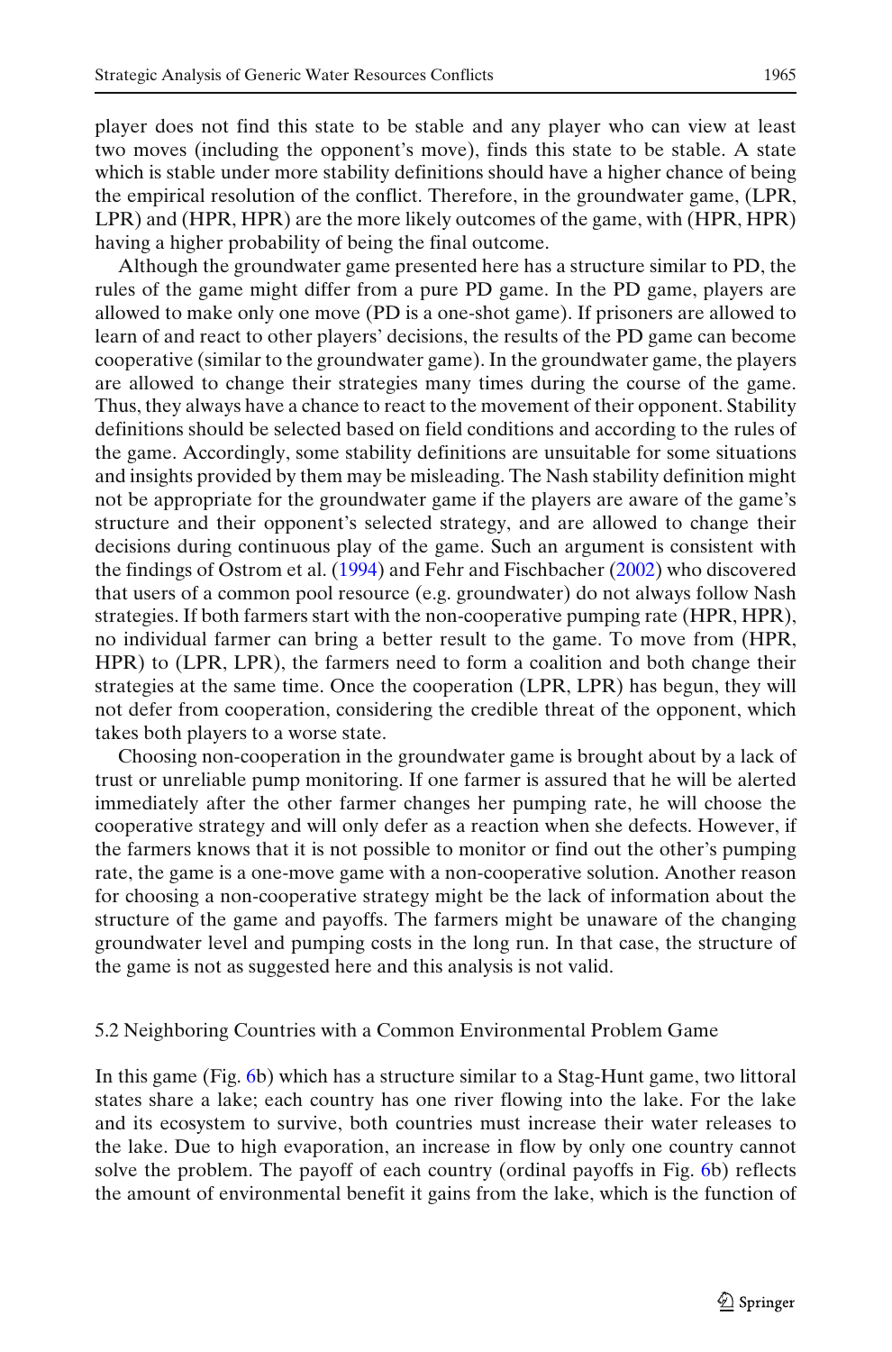player does not find this state to be stable and any player who can view at least two moves (including the opponent's move), finds this state to be stable. A state which is stable under more stability definitions should have a higher chance of being the empirical resolution of the conflict. Therefore, in the groundwater game, (LPR, LPR) and (HPR, HPR) are the more likely outcomes of the game, with (HPR, HPR) having a higher probability of being the final outcome.

Although the groundwater game presented here has a structure similar to PD, the rules of the game might differ from a pure PD game. In the PD game, players are allowed to make only one move (PD is a one-shot game). If prisoners are allowed to learn of and react to other players' decisions, the results of the PD game can become cooperative (similar to the groundwater game). In the groundwater game, the players are allowed to change their strategies many times during the course of the game. Thus, they always have a chance to react to the movement of their opponent. Stability definitions should be selected based on field conditions and according to the rules of the game. Accordingly, some stability definitions are unsuitable for some situations and insights provided by them may be misleading. The Nash stability definition might not be appropriate for the groundwater game if the players are aware of the game's structure and their opponent's selected strategy, and are allowed to change their decisions during continuous play of the game. Such an argument is consistent with the findings of Ostrom et al. (1994) and Fehr and Fischbacher (2002) who discovered that users of a common pool resource (e.g. groundwater) do not always follow Nash strategies. If both farmers start with the non-cooperative pumping rate (HPR, HPR), no individual farmer can bring a better result to the game. To move from (HPR, HPR) to (LPR, LPR), the farmers need to form a coalition and both change their strategies at the same time. Once the cooperation (LPR, LPR) has begun, they will not defer from cooperation, considering the credible threat of the opponent, which takes both players to a worse state.

Choosing non-cooperation in the groundwater game is brought about by a lack of trust or unreliable pump monitoring. If one farmer is assured that he will be alerted immediately after the other farmer changes her pumping rate, he will choose the cooperative strategy and will only defer as a reaction when she defects. However, if the farmers knows that it is not possible to monitor or find out the other's pumping rate, the game is a one-move game with a non-cooperative solution. Another reason for choosing a non-cooperative strategy might be the lack of information about the structure of the game and payoffs. The farmers might be unaware of the changing groundwater level and pumping costs in the long run. In that case, the structure of the game is not as suggested here and this analysis is not valid.

### 5.2 Neighboring Countries with a Common Environmental Problem Game

In this game (Fig. 6b) which has a structure similar to a Stag-Hunt game, two littoral states share a lake; each country has one river flowing into the lake. For the lake and its ecosystem to survive, both countries must increase their water releases to the lake. Due to high evaporation, an increase in flow by only one country cannot solve the problem. The payoff of each country (ordinal payoffs in Fig. 6b) reflects the amount of environmental benefit it gains from the lake, which is the function of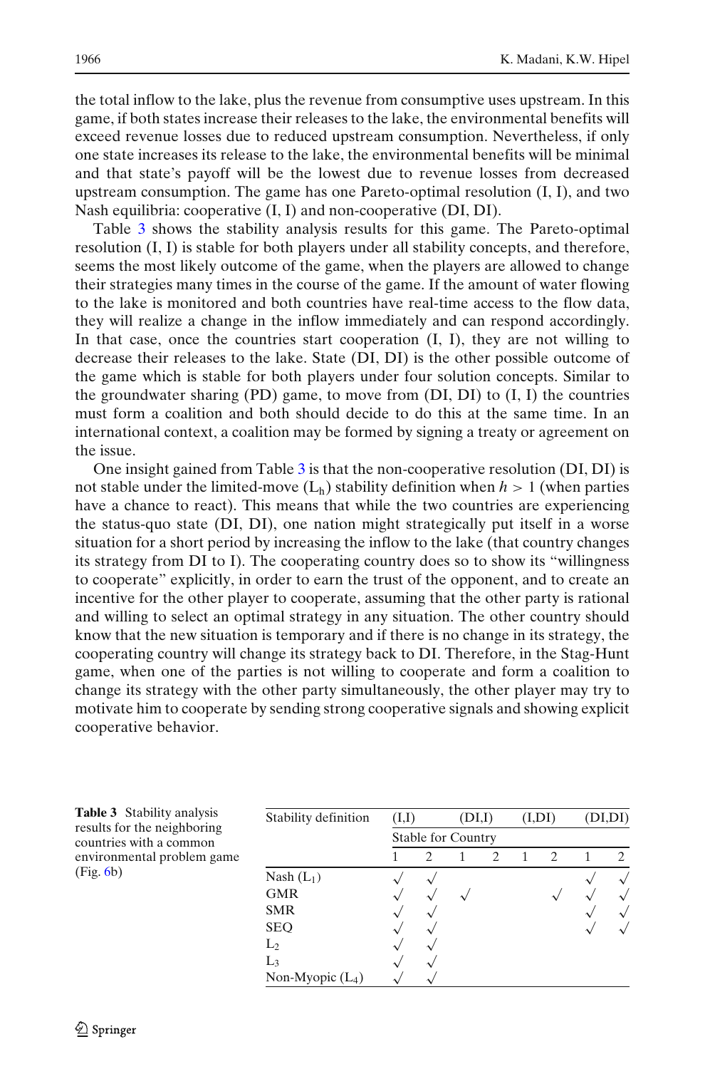the total inflow to the lake, plus the revenue from consumptive uses upstream. In this game, if both states increase their releases to the lake, the environmental benefits will exceed revenue losses due to reduced upstream consumption. Nevertheless, if only one state increases its release to the lake, the environmental benefits will be minimal and that state's payoff will be the lowest due to revenue losses from decreased upstream consumption. The game has one Pareto-optimal resolution (I, I), and two Nash equilibria: cooperative (I, I) and non-cooperative (DI, DI).

Table 3 shows the stability analysis results for this game. The Pareto-optimal resolution (I, I) is stable for both players under all stability concepts, and therefore, seems the most likely outcome of the game, when the players are allowed to change their strategies many times in the course of the game. If the amount of water flowing to the lake is monitored and both countries have real-time access to the flow data, they will realize a change in the inflow immediately and can respond accordingly. In that case, once the countries start cooperation (I, I), they are not willing to decrease their releases to the lake. State (DI, DI) is the other possible outcome of the game which is stable for both players under four solution concepts. Similar to the groundwater sharing (PD) game, to move from (DI, DI) to (I, I) the countries must form a coalition and both should decide to do this at the same time. In an international context, a coalition may be formed by signing a treaty or agreement on the issue.

One insight gained from Table 3 is that the non-cooperative resolution (DI, DI) is not stable under the limited-move ($L_h$) stability definition when $h > 1$ (when parties have a chance to react). This means that while the two countries are experiencing the status-quo state (DI, DI), one nation might strategically put itself in a worse situation for a short period by increasing the inflow to the lake (that country changes its strategy from DI to I). The cooperating country does so to show its "willingness to cooperate" explicitly, in order to earn the trust of the opponent, and to create an incentive for the other player to cooperate, assuming that the other party is rational and willing to select an optimal strategy in any situation. The other country should know that the new situation is temporary and if there is no change in its strategy, the cooperating country will change its strategy back to DI. Therefore, in the Stag-Hunt game, when one of the parties is not willing to cooperate and form a coalition to change its strategy with the other party simultaneously, the other player may try to motivate him to cooperate by sending strong cooperative signals and showing explicit cooperative behavior.

**Table 3** Stability analysis results for the neighboring countries with a common environmental problem game (Fig. 6b)

| Stability definition | (I,I) | | (DI,I) | | (I,DI) | | (DI,DI) | |
|---|---|---|---|---|---|---|---|---|
| | Stable for Country | | | | | | | |
| | 1 | 2 | 1 | 2 | 1 | 2 | 1 | 2 |
| Nash ($L_1$) | √ | √ | | | | | √ | √ |
| GMR | √ | √ | √ | | | √ | √ | √ |
| SMR | √ | √ | | | | | √ | √ |
| SEQ | √ | √ | | | | | √ | √ |
| $L_2$ | √ | √ | | | | | | |
| $L_3$ | √ | √ | | | | | | |
| Non-Myopic ($L_4$) | √ | √ | | | | | | |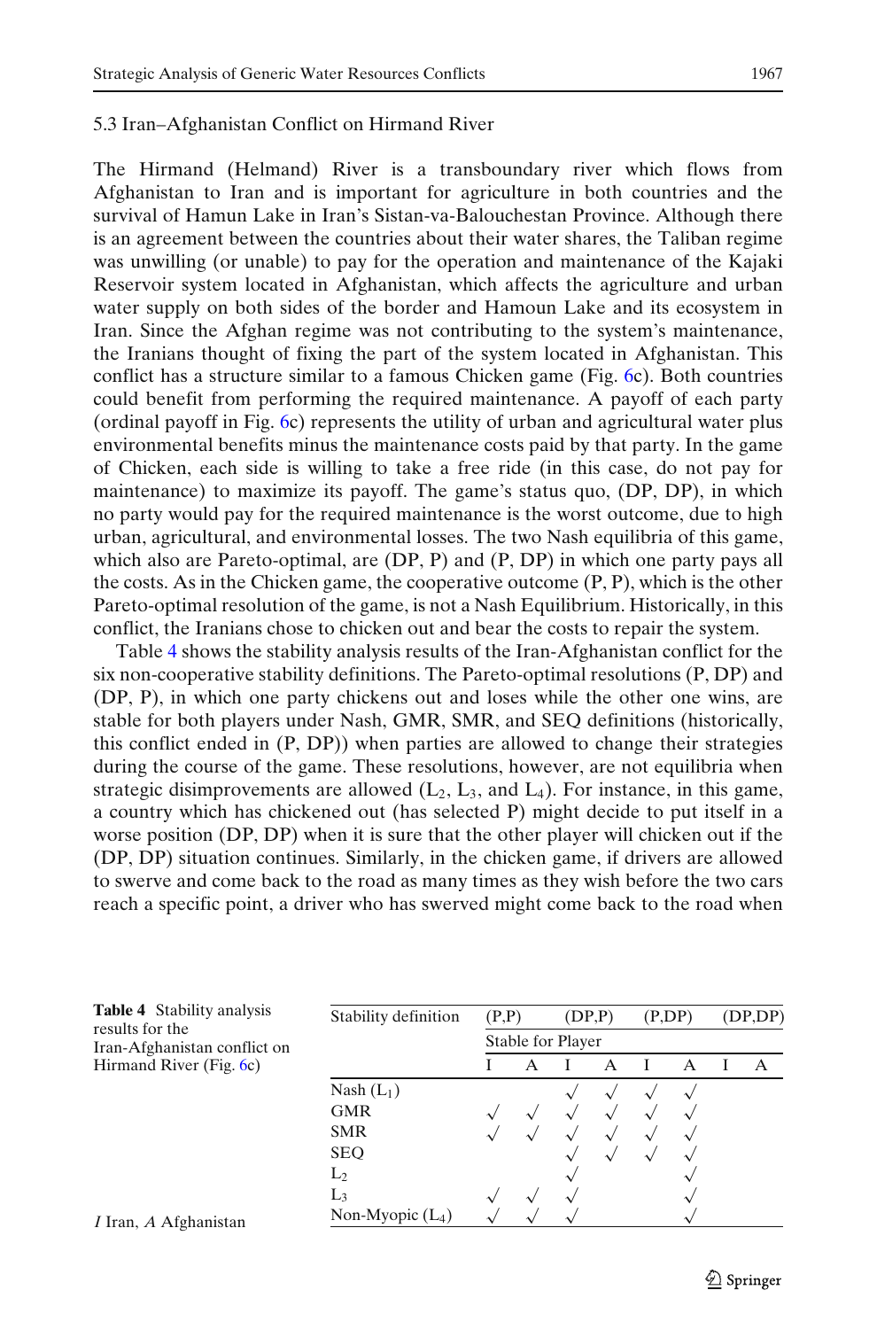### 5.3 Iran–Afghanistan Conflict on Hirmand River

The Hirmand (Helmand) River is a transboundary river which flows from Afghanistan to Iran and is important for agriculture in both countries and the survival of Hamun Lake in Iran's Sistan-va-Balouchestan Province. Although there is an agreement between the countries about their water shares, the Taliban regime was unwilling (or unable) to pay for the operation and maintenance of the Kajaki Reservoir system located in Afghanistan, which affects the agriculture and urban water supply on both sides of the border and Hamoun Lake and its ecosystem in Iran. Since the Afghan regime was not contributing to the system's maintenance, the Iranians thought of fixing the part of the system located in Afghanistan. This conflict has a structure similar to a famous Chicken game (Fig. 6c). Both countries could benefit from performing the required maintenance. A payoff of each party (ordinal payoff in Fig. 6c) represents the utility of urban and agricultural water plus environmental benefits minus the maintenance costs paid by that party. In the game of Chicken, each side is willing to take a free ride (in this case, do not pay for maintenance) to maximize its payoff. The game's status quo, (DP, DP), in which no party would pay for the required maintenance is the worst outcome, due to high urban, agricultural, and environmental losses. The two Nash equilibria of this game, which also are Pareto-optimal, are (DP, P) and (P, DP) in which one party pays all the costs. As in the Chicken game, the cooperative outcome (P, P), which is the other Pareto-optimal resolution of the game, is not a Nash Equilibrium. Historically, in this conflict, the Iranians chose to chicken out and bear the costs to repair the system.

Table 4 shows the stability analysis results of the Iran-Afghanistan conflict for the six non-cooperative stability definitions. The Pareto-optimal resolutions (P, DP) and (DP, P), in which one party chickens out and loses while the other one wins, are stable for both players under Nash, GMR, SMR, and SEQ definitions (historically, this conflict ended in (P, DP)) when parties are allowed to change their strategies during the course of the game. These resolutions, however, are not equilibria when strategic disimprovements are allowed ($L_2$, $L_3$, and $L_4$). For instance, in this game, a country which has chickened out (has selected P) might decide to put itself in a worse position (DP, DP) when it is sure that the other player will chicken out if the (DP, DP) situation continues. Similarly, in the chicken game, if drivers are allowed to swerve and come back to the road as many times as they wish before the two cars reach a specific point, a driver who has swerved might come back to the road when

**Table 4** Stability analysis results for the Iran-Afghanistan conflict on Hirmand River (Fig. 6c)

| Stability definition | (P,P) | | (DP,P) | | (P,DP) | | (DP,DP) | |
|---|---|---|---|---|---|---|---|---|
| | Stable for Player | | | | | | | |
| | I | A | I | A | I | A | I | A |
| Nash ($L_1$) | | | √ | √ | √ | √ | | |
| GMR | √ | √ | √ | √ | √ | √ | | |
| SMR | √ | √ | √ | √ | √ | √ | | |
| SEQ | | | √ | √ | √ | √ | | |
| $L_2$ | | | √ | | | √ | | |
| $L_3$ | √ | √ | √ | | | √ | | |
| Non-Myopic ($L_4$) | √ | √ | √ | | | √ | | |

*I* Iran, *A* Afghanistan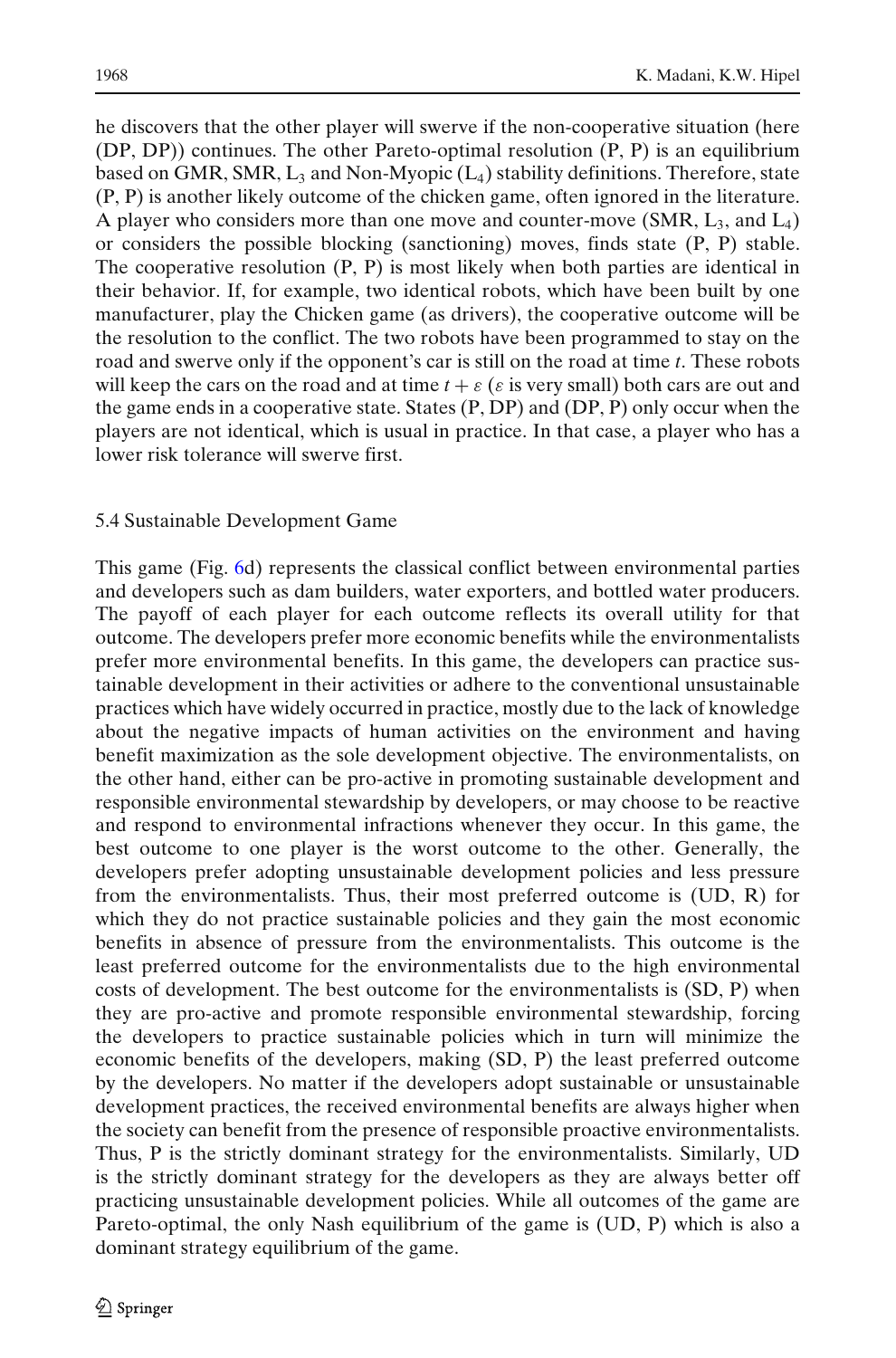he discovers that the other player will swerve if the non-cooperative situation (here (DP, DP)) continues. The other Pareto-optimal resolution (P, P) is an equilibrium based on GMR, SMR, $L_3$ and Non-Myopic ($L_4$) stability definitions. Therefore, state (P, P) is another likely outcome of the chicken game, often ignored in the literature. A player who considers more than one move and counter-move (SMR, $L_3$, and $L_4$) or considers the possible blocking (sanctioning) moves, finds state (P, P) stable. The cooperative resolution (P, P) is most likely when both parties are identical in their behavior. If, for example, two identical robots, which have been built by one manufacturer, play the Chicken game (as drivers), the cooperative outcome will be the resolution to the conflict. The two robots have been programmed to stay on the road and swerve only if the opponent's car is still on the road at time $t$. These robots will keep the cars on the road and at time $t + \varepsilon$ ($\varepsilon$ is very small) both cars are out and the game ends in a cooperative state. States (P, DP) and (DP, P) only occur when the players are not identical, which is usual in practice. In that case, a player who has a lower risk tolerance will swerve first.

### 5.4 Sustainable Development Game

This game (Fig. 6d) represents the classical conflict between environmental parties and developers such as dam builders, water exporters, and bottled water producers. The payoff of each player for each outcome reflects its overall utility for that outcome. The developers prefer more economic benefits while the environmentalists prefer more environmental benefits. In this game, the developers can practice sustainable development in their activities or adhere to the conventional unsustainable practices which have widely occurred in practice, mostly due to the lack of knowledge about the negative impacts of human activities on the environment and having benefit maximization as the sole development objective. The environmentalists, on the other hand, either can be pro-active in promoting sustainable development and responsible environmental stewardship by developers, or may choose to be reactive and respond to environmental infractions whenever they occur. In this game, the best outcome to one player is the worst outcome to the other. Generally, the developers prefer adopting unsustainable development policies and less pressure from the environmentalists. Thus, their most preferred outcome is (UD, R) for which they do not practice sustainable policies and they gain the most economic benefits in absence of pressure from the environmentalists. This outcome is the least preferred outcome for the environmentalists due to the high environmental costs of development. The best outcome for the environmentalists is (SD, P) when they are pro-active and promote responsible environmental stewardship, forcing the developers to practice sustainable policies which in turn will minimize the economic benefits of the developers, making (SD, P) the least preferred outcome by the developers. No matter if the developers adopt sustainable or unsustainable development practices, the received environmental benefits are always higher when the society can benefit from the presence of responsible proactive environmentalists. Thus, P is the strictly dominant strategy for the environmentalists. Similarly, UD is the strictly dominant strategy for the developers as they are always better off practicing unsustainable development policies. While all outcomes of the game are Pareto-optimal, the only Nash equilibrium of the game is (UD, P) which is also a dominant strategy equilibrium of the game.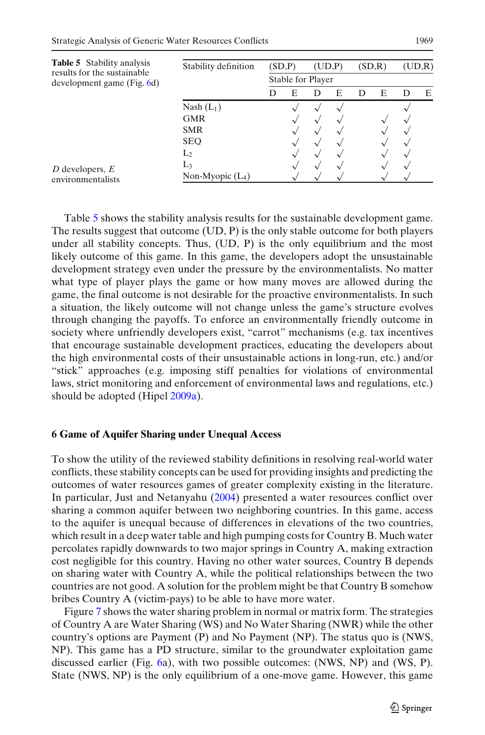**Table 5** Stability analysis results for the sustainable development game (Fig. 6d)

| Stability definition | (SD,P) | | (UD,P) | | (SD,R) | | (UD,R) | |
|---|---|---|---|---|---|---|---|---|
| | Stable for Player | | | | | | | |
| | D | E | D | E | D | E | D | E |
| Nash ($L_1$) | | √ | √ | √ | | | √ | |
| GMR | | √ | √ | √ | | √ | √ | |
| SMR | | √ | √ | √ | | √ | √ | |
| SEQ | | √ | √ | √ | | √ | √ | |
| $L_2$ | | √ | √ | √ | | √ | √ | |
| $L_3$ | | √ | √ | √ | | √ | √ | |
| Non-Myopic ($L_4$) | | √ | √ | √ | | √ | √ | |

*D* developers, *E* environmentalists

Table 5 shows the stability analysis results for the sustainable development game. The results suggest that outcome (UD, P) is the only stable outcome for both players under all stability concepts. Thus, (UD, P) is the only equilibrium and the most likely outcome of this game. In this game, the developers adopt the unsustainable development strategy even under the pressure by the environmentalists. No matter what type of player plays the game or how many moves are allowed during the game, the final outcome is not desirable for the proactive environmentalists. In such a situation, the likely outcome will not change unless the game's structure evolves through changing the payoffs. To enforce an environmentally friendly outcome in society where unfriendly developers exist, "carrot" mechanisms (e.g. tax incentives that encourage sustainable development practices, educating the developers about the high environmental costs of their unsustainable actions in long-run, etc.) and/or "stick" approaches (e.g. imposing stiff penalties for violations of environmental laws, strict monitoring and enforcement of environmental laws and regulations, etc.) should be adopted (Hipel 2009a).

## 6 Game of Aquifer Sharing under Unequal Access

To show the utility of the reviewed stability definitions in resolving real-world water conflicts, these stability concepts can be used for providing insights and predicting the outcomes of water resources games of greater complexity existing in the literature. In particular, Just and Netanyahu (2004) presented a water resources conflict over sharing a common aquifer between two neighboring countries. In this game, access to the aquifer is unequal because of differences in elevations of the two countries, which result in a deep water table and high pumping costs for Country B. Much water percolates rapidly downwards to two major springs in Country A, making extraction cost negligible for this country. Having no other water sources, Country B depends on sharing water with Country A, while the political relationships between the two countries are not good. A solution for the problem might be that Country B somehow bribes Country A (victim-pays) to be able to have more water.

Figure 7 shows the water sharing problem in normal or matrix form. The strategies of Country A are Water Sharing (WS) and No Water Sharing (NWR) while the other country's options are Payment (P) and No Payment (NP). The status quo is (NWS, NP). This game has a PD structure, similar to the groundwater exploitation game discussed earlier (Fig. 6a), with two possible outcomes: (NWS, NP) and (WS, P). State (NWS, NP) is the only equilibrium of a one-move game. However, this game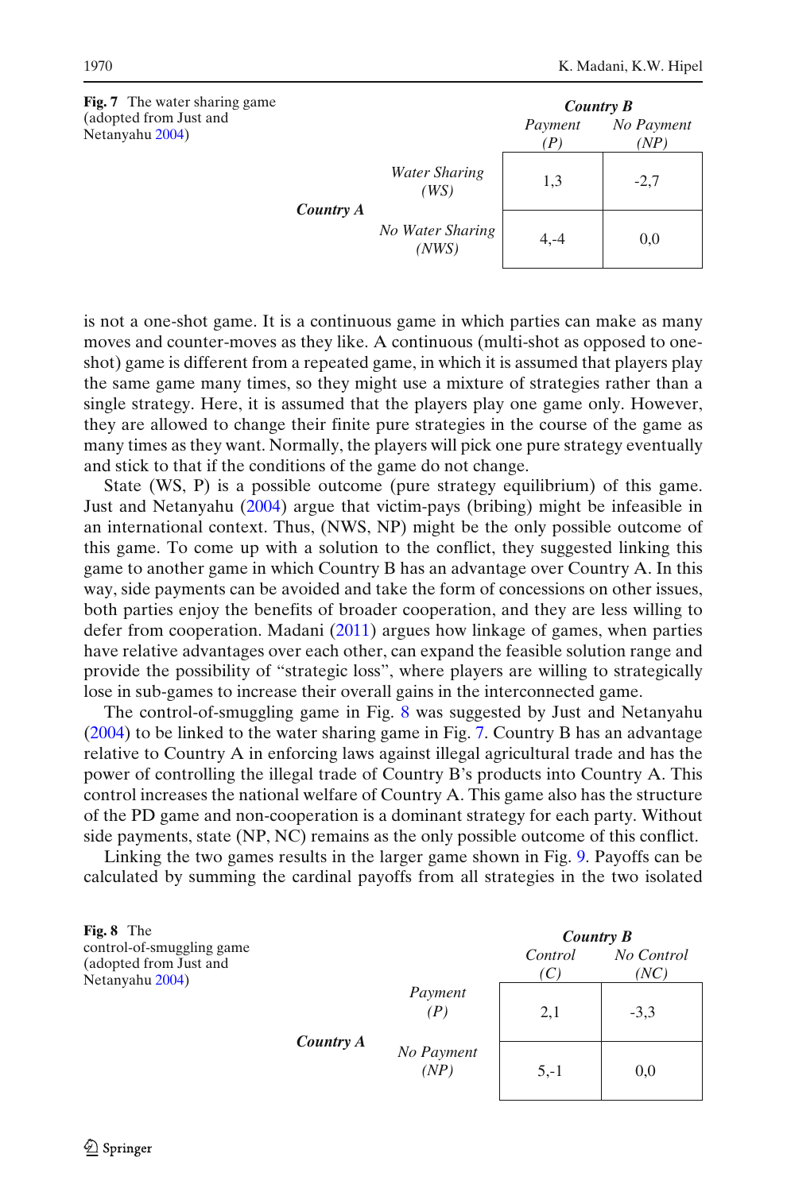**Fig. 7** The water sharing game (adopted from Just and Netanyahu 2004)

| | | Country B | |
|---|---|---|---|
| | | Payment (P) | No Payment (NP) |
| Country A | Water Sharing (WS) | 1,3 | -2,7 |
| | No Water Sharing (NWS) | 4,-4 | 0,0 |

is not a one-shot game. It is a continuous game in which parties can make as many moves and counter-moves as they like. A continuous (multi-shot as opposed to one-shot) game is different from a repeated game, in which it is assumed that players play the same game many times, so they might use a mixture of strategies rather than a single strategy. Here, it is assumed that the players play one game only. However, they are allowed to change their finite pure strategies in the course of the game as many times as they want. Normally, the players will pick one pure strategy eventually and stick to that if the conditions of the game do not change.

State (WS, P) is a possible outcome (pure strategy equilibrium) of this game. Just and Netanyahu (2004) argue that victim-pays (bribing) might be infeasible in an international context. Thus, (NWS, NP) might be the only possible outcome of this game. To come up with a solution to the conflict, they suggested linking this game to another game in which Country B has an advantage over Country A. In this way, side payments can be avoided and take the form of concessions on other issues, both parties enjoy the benefits of broader cooperation, and they are less willing to defer from cooperation. Madani (2011) argues how linkage of games, when parties have relative advantages over each other, can expand the feasible solution range and provide the possibility of "strategic loss", where players are willing to strategically lose in sub-games to increase their overall gains in the interconnected game.

The control-of-smuggling game in Fig. 8 was suggested by Just and Netanyahu (2004) to be linked to the water sharing game in Fig. 7. Country B has an advantage relative to Country A in enforcing laws against illegal agricultural trade and has the power of controlling the illegal trade of Country B's products into Country A. This control increases the national welfare of Country A. This game also has the structure of the PD game and non-cooperation is a dominant strategy for each party. Without side payments, state (NP, NC) remains as the only possible outcome of this conflict.

Linking the two games results in the larger game shown in Fig. 9. Payoffs can be calculated by summing the cardinal payoffs from all strategies in the two isolated

**Fig. 8** The control-of-smuggling game (adopted from Just and Netanyahu 2004)

| | | Country B | |
|---|---|---|---|
| | | Control (C) | No Control (NC) |
| Country A | Payment (P) | 2,1 | -3,3 |
| | No Payment (NP) | 5,-1 | 0,0 |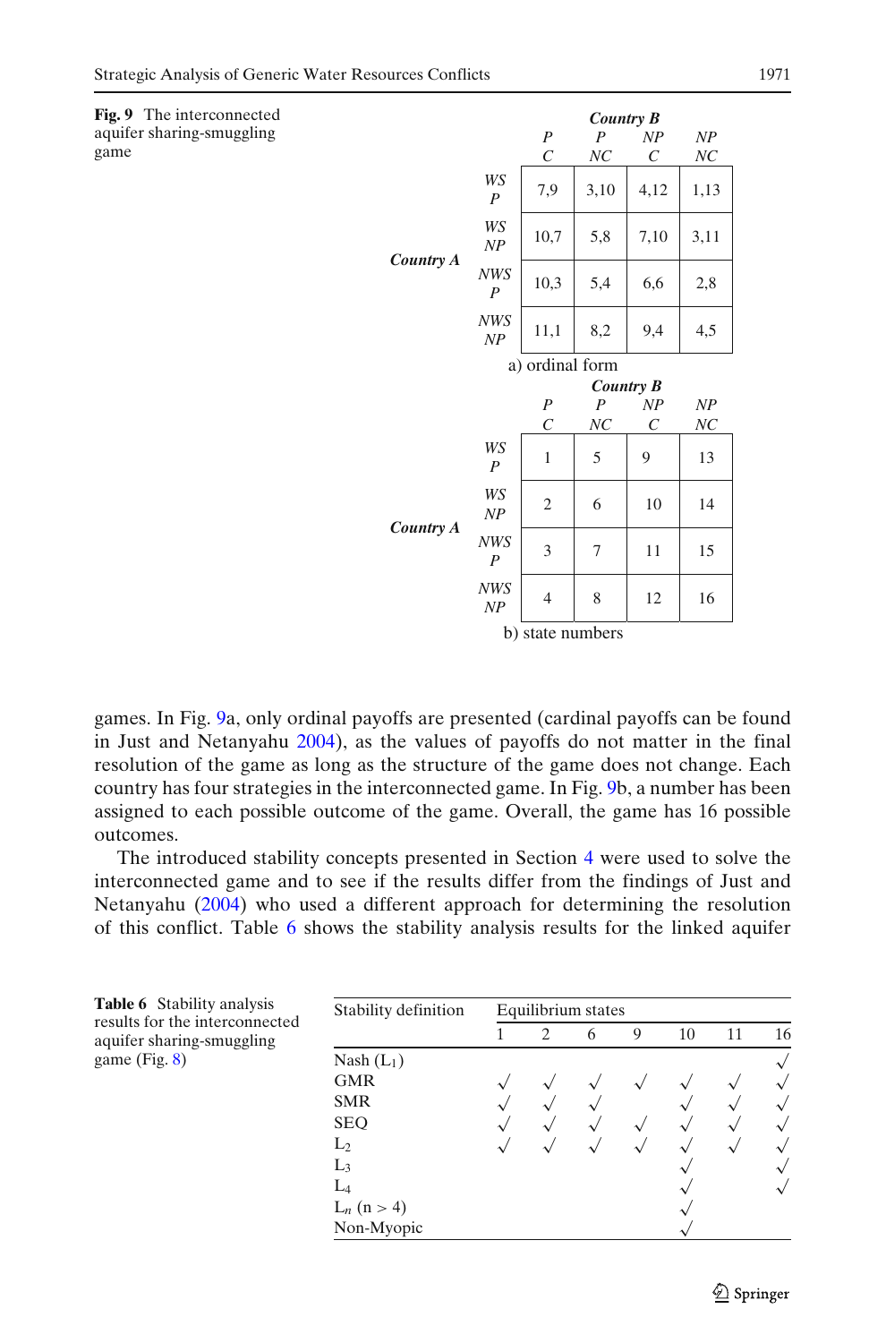**Fig. 9** The interconnected aquifer sharing-smuggling game

a) ordinal form

| | | Country B | | | |
|---|---|---|---|---|---|
| | | P C | P NC | NP C | NP NC |
| Country A | WS P | 7,9 | 3,10 | 4,12 | 1,13 |
| | WS NP | 10,7 | 5,8 | 7,10 | 3,11 |
| | NWS P | 10,3 | 5,4 | 6,6 | 2,8 |
| | NWS NP | 11,1 | 8,2 | 9,4 | 4,5 |

b) state numbers

| | | Country B | | | |
|---|---|---|---|---|---|
| | | P C | P NC | NP C | NP NC |
| Country A | WS P | 1 | 5 | 9 | 13 |
| | WS NP | 2 | 6 | 10 | 14 |
| | NWS P | 3 | 7 | 11 | 15 |
| | NWS NP | 4 | 8 | 12 | 16 |

games. In Fig. 9a, only ordinal payoffs are presented (cardinal payoffs can be found in Just and Netanyahu 2004), as the values of payoffs do not matter in the final resolution of the game as long as the structure of the game does not change. Each country has four strategies in the interconnected game. In Fig. 9b, a number has been assigned to each possible outcome of the game. Overall, the game has 16 possible outcomes.

The introduced stability concepts presented in Section 4 were used to solve the interconnected game and to see if the results differ from the findings of Just and Netanyahu (2004) who used a different approach for determining the resolution of this conflict. Table 6 shows the stability analysis results for the linked aquifer

**Table 6** Stability analysis results for the interconnected aquifer sharing-smuggling game (Fig. 8)

| Stability definition | Equilibrium states | | | | | | |
|---|---|---|---|---|---|---|---|
| | 1 | 2 | 6 | 9 | 10 | 11 | 16 |
| Nash ($L_1$) | | | | | | | √ |
| GMR | √ | √ | √ | √ | √ | √ | √ |
| SMR | √ | √ | √ | | √ | √ | √ |
| SEQ | √ | √ | √ | √ | √ | √ | √ |
| $L_2$ | √ | √ | √ | √ | √ | √ | √ |
| $L_3$ | | | | | √ | | √ |
| $L_4$ | | | | | √ | | √ |
| $L_n$ (n > 4) | | | | | √ | | |
| Non-Myopic | | | | | √ | | |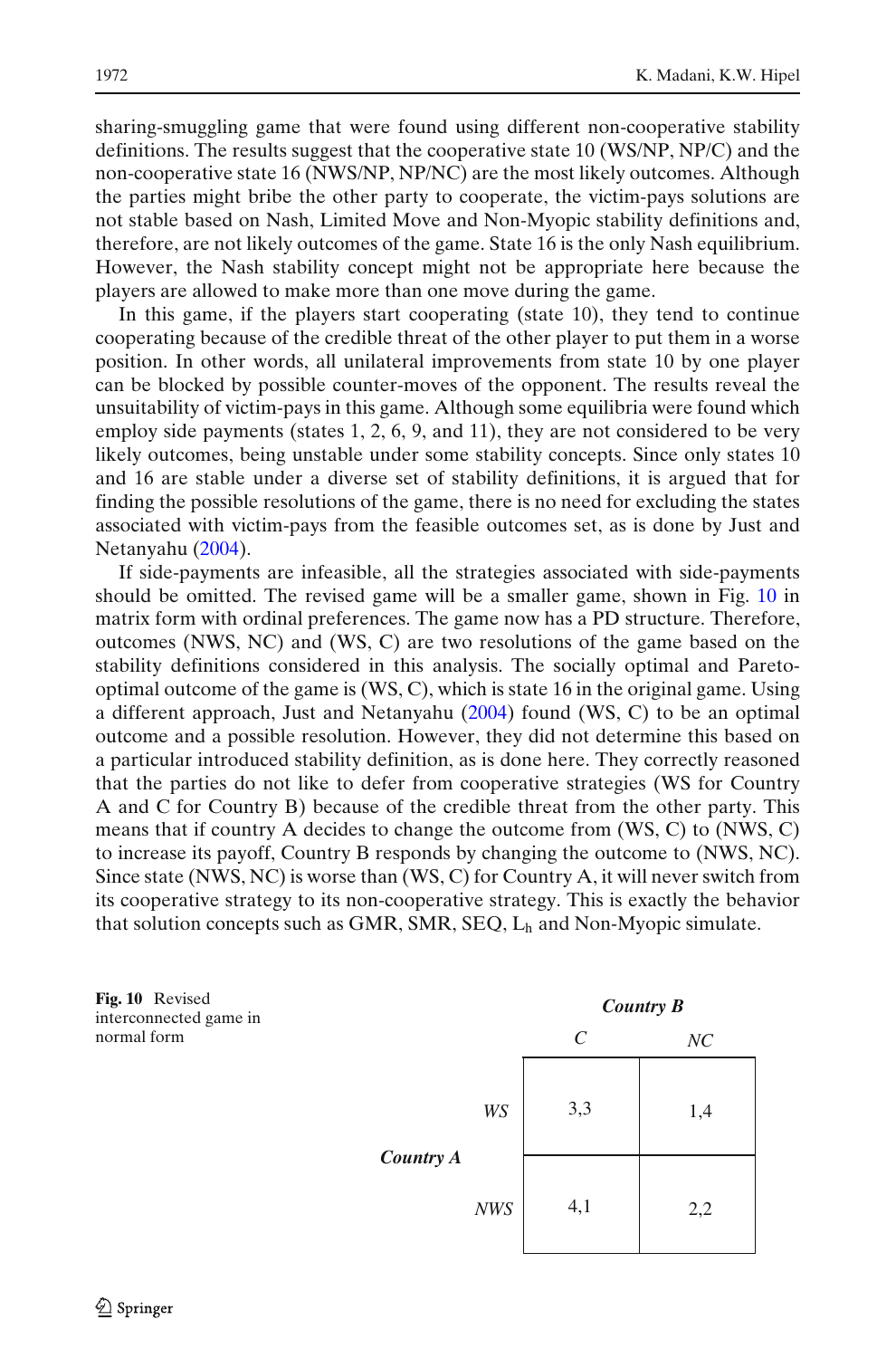sharing-smuggling game that were found using different non-cooperative stability definitions. The results suggest that the cooperative state 10 (WS/NP, NP/C) and the non-cooperative state 16 (NWS/NP, NP/NC) are the most likely outcomes. Although the parties might bribe the other party to cooperate, the victim-pays solutions are not stable based on Nash, Limited Move and Non-Myopic stability definitions and, therefore, are not likely outcomes of the game. State 16 is the only Nash equilibrium. However, the Nash stability concept might not be appropriate here because the players are allowed to make more than one move during the game.

In this game, if the players start cooperating (state 10), they tend to continue cooperating because of the credible threat of the other player to put them in a worse position. In other words, all unilateral improvements from state 10 by one player can be blocked by possible counter-moves of the opponent. The results reveal the unsuitability of victim-pays in this game. Although some equilibria were found which employ side payments (states 1, 2, 6, 9, and 11), they are not considered to be very likely outcomes, being unstable under some stability concepts. Since only states 10 and 16 are stable under a diverse set of stability definitions, it is argued that for finding the possible resolutions of the game, there is no need for excluding the states associated with victim-pays from the feasible outcomes set, as is done by Just and Netanyahu (2004).

If side-payments are infeasible, all the strategies associated with side-payments should be omitted. The revised game will be a smaller game, shown in Fig. 10 in matrix form with ordinal preferences. The game now has a PD structure. Therefore, outcomes (NWS, NC) and (WS, C) are two resolutions of the game based on the stability definitions considered in this analysis. The socially optimal and Pareto-optimal outcome of the game is (WS, C), which is state 16 in the original game. Using a different approach, Just and Netanyahu (2004) found (WS, C) to be an optimal outcome and a possible resolution. However, they did not determine this based on a particular introduced stability definition, as is done here. They correctly reasoned that the parties do not like to defer from cooperative strategies (WS for Country A and C for Country B) because of the credible threat from the other party. This means that if country A decides to change the outcome from (WS, C) to (NWS, C) to increase its payoff, Country B responds by changing the outcome to (NWS, NC). Since state (NWS, NC) is worse than (WS, C) for Country A, it will never switch from its cooperative strategy to its non-cooperative strategy. This is exactly the behavior that solution concepts such as GMR, SMR, SEQ, $L_h$ and Non-Myopic simulate.

**Fig. 10** Revised interconnected game in normal form

| | | *Country B* | |
|---|---|---|---|
| | | *C* | *NC* |
| ***Country A*** | *WS* | 3,3 | 1,4 |
| | *NWS* | 4,1 | 2,2 |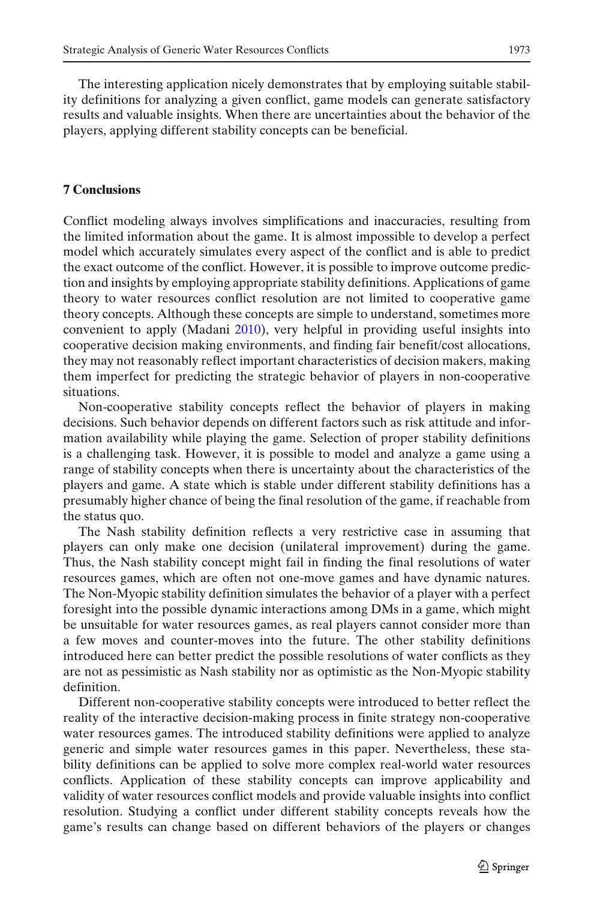The interesting application nicely demonstrates that by employing suitable stability definitions for analyzing a given conflict, game models can generate satisfactory results and valuable insights. When there are uncertainties about the behavior of the players, applying different stability concepts can be beneficial.

## 7 Conclusions

Conflict modeling always involves simplifications and inaccuracies, resulting from the limited information about the game. It is almost impossible to develop a perfect model which accurately simulates every aspect of the conflict and is able to predict the exact outcome of the conflict. However, it is possible to improve outcome prediction and insights by employing appropriate stability definitions. Applications of game theory to water resources conflict resolution are not limited to cooperative game theory concepts. Although these concepts are simple to understand, sometimes more convenient to apply (Madani 2010), very helpful in providing useful insights into cooperative decision making environments, and finding fair benefit/cost allocations, they may not reasonably reflect important characteristics of decision makers, making them imperfect for predicting the strategic behavior of players in non-cooperative situations.

Non-cooperative stability concepts reflect the behavior of players in making decisions. Such behavior depends on different factors such as risk attitude and information availability while playing the game. Selection of proper stability definitions is a challenging task. However, it is possible to model and analyze a game using a range of stability concepts when there is uncertainty about the characteristics of the players and game. A state which is stable under different stability definitions has a presumably higher chance of being the final resolution of the game, if reachable from the status quo.

The Nash stability definition reflects a very restrictive case in assuming that players can only make one decision (unilateral improvement) during the game. Thus, the Nash stability concept might fail in finding the final resolutions of water resources games, which are often not one-move games and have dynamic natures. The Non-Myopic stability definition simulates the behavior of a player with a perfect foresight into the possible dynamic interactions among DMs in a game, which might be unsuitable for water resources games, as real players cannot consider more than a few moves and counter-moves into the future. The other stability definitions introduced here can better predict the possible resolutions of water conflicts as they are not as pessimistic as Nash stability nor as optimistic as the Non-Myopic stability definition.

Different non-cooperative stability concepts were introduced to better reflect the reality of the interactive decision-making process in finite strategy non-cooperative water resources games. The introduced stability definitions were applied to analyze generic and simple water resources games in this paper. Nevertheless, these stability definitions can be applied to solve more complex real-world water resources conflicts. Application of these stability concepts can improve applicability and validity of water resources conflict models and provide valuable insights into conflict resolution. Studying a conflict under different stability concepts reveals how the game's results can change based on different behaviors of the players or changes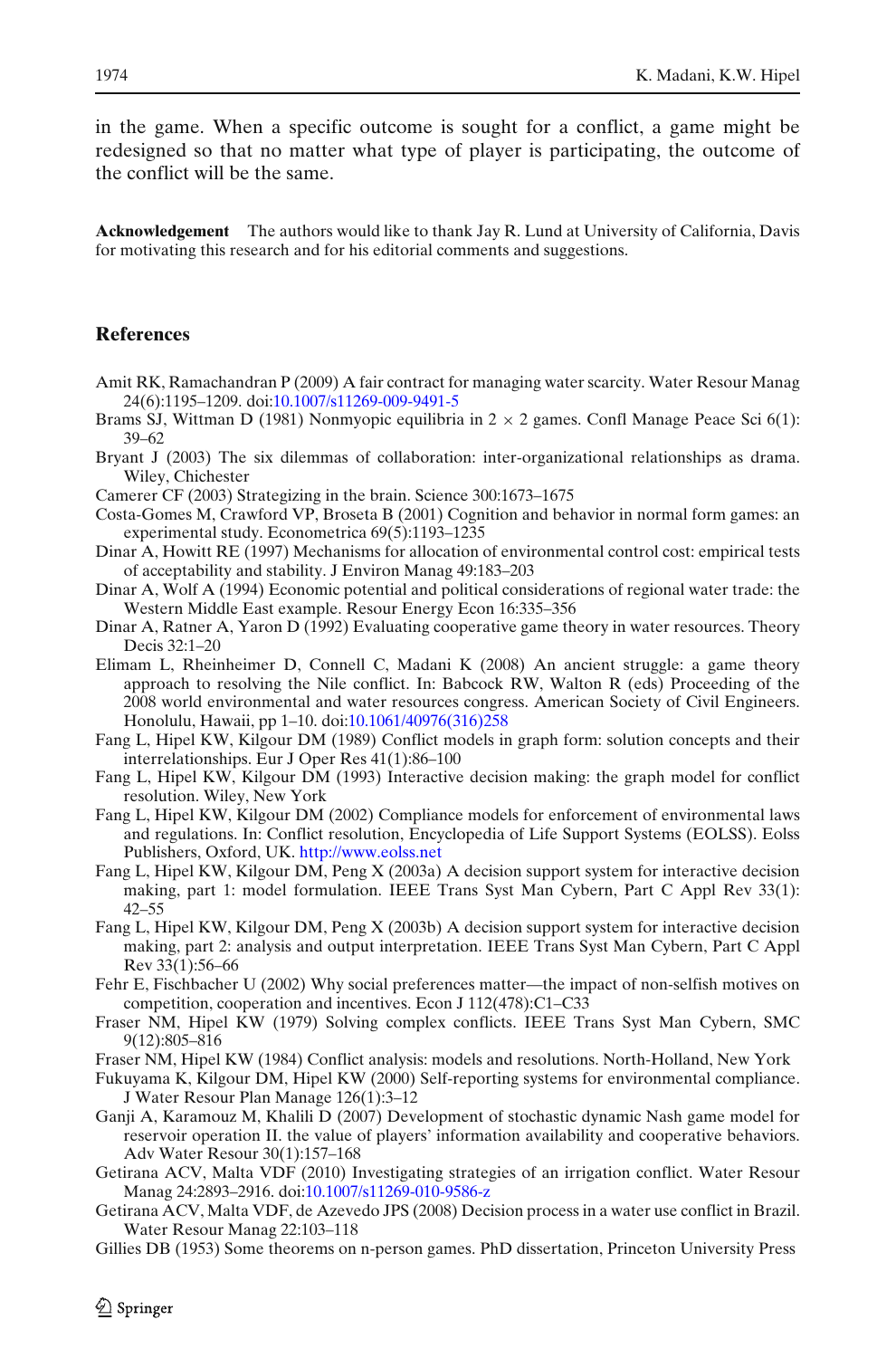in the game. When a specific outcome is sought for a conflict, a game might be redesigned so that no matter what type of player is participating, the outcome of the conflict will be the same.

**Acknowledgement** The authors would like to thank Jay R. Lund at University of California, Davis for motivating this research and for his editorial comments and suggestions.

## References

Amit RK, Ramachandran P (2009) A fair contract for managing water scarcity. Water Resour Manag 24(6):1195–1209. doi:10.1007/s11269-009-9491-5

Brams SJ, Wittman D (1981) Nonmyopic equilibria in 2 × 2 games. Confl Manage Peace Sci 6(1): 39–62

Bryant J (2003) The six dilemmas of collaboration: inter-organizational relationships as drama. Wiley, Chichester

Camerer CF (2003) Strategizing in the brain. Science 300:1673–1675

Costa-Gomes M, Crawford VP, Broseta B (2001) Cognition and behavior in normal form games: an experimental study. Econometrica 69(5):1193–1235

Dinar A, Howitt RE (1997) Mechanisms for allocation of environmental control cost: empirical tests of acceptability and stability. J Environ Manag 49:183–203

Dinar A, Wolf A (1994) Economic potential and political considerations of regional water trade: the Western Middle East example. Resour Energy Econ 16:335–356

Dinar A, Ratner A, Yaron D (1992) Evaluating cooperative game theory in water resources. Theory Decis 32:1–20

Elimam L, Rheinheimer D, Connell C, Madani K (2008) An ancient struggle: a game theory approach to resolving the Nile conflict. In: Babcock RW, Walton R (eds) Proceeding of the 2008 world environmental and water resources congress. American Society of Civil Engineers. Honolulu, Hawaii, pp 1–10. doi:10.1061/40976(316)258

Fang L, Hipel KW, Kilgour DM (1989) Conflict models in graph form: solution concepts and their interrelationships. Eur J Oper Res 41(1):86–100

Fang L, Hipel KW, Kilgour DM (1993) Interactive decision making: the graph model for conflict resolution. Wiley, New York

Fang L, Hipel KW, Kilgour DM (2002) Compliance models for enforcement of environmental laws and regulations. In: Conflict resolution, Encyclopedia of Life Support Systems (EOLSS). Eolss Publishers, Oxford, UK. http://www.eolss.net

Fang L, Hipel KW, Kilgour DM, Peng X (2003a) A decision support system for interactive decision making, part 1: model formulation. IEEE Trans Syst Man Cybern, Part C Appl Rev 33(1): 42–55

Fang L, Hipel KW, Kilgour DM, Peng X (2003b) A decision support system for interactive decision making, part 2: analysis and output interpretation. IEEE Trans Syst Man Cybern, Part C Appl Rev 33(1):56–66

Fehr E, Fischbacher U (2002) Why social preferences matter—the impact of non-selfish motives on competition, cooperation and incentives. Econ J 112(478):C1–C33

Fraser NM, Hipel KW (1979) Solving complex conflicts. IEEE Trans Syst Man Cybern, SMC 9(12):805–816

Fraser NM, Hipel KW (1984) Conflict analysis: models and resolutions. North-Holland, New York

Fukuyama K, Kilgour DM, Hipel KW (2000) Self-reporting systems for environmental compliance. J Water Resour Plan Manage 126(1):3–12

Ganji A, Karamouz M, Khalili D (2007) Development of stochastic dynamic Nash game model for reservoir operation II. the value of players' information availability and cooperative behaviors. Adv Water Resour 30(1):157–168

Getirana ACV, Malta VDF (2010) Investigating strategies of an irrigation conflict. Water Resour Manag 24:2893–2916. doi:10.1007/s11269-010-9586-z

Getirana ACV, Malta VDF, de Azevedo JPS (2008) Decision process in a water use conflict in Brazil. Water Resour Manag 22:103–118

Gillies DB (1953) Some theorems on n-person games. PhD dissertation, Princeton University Press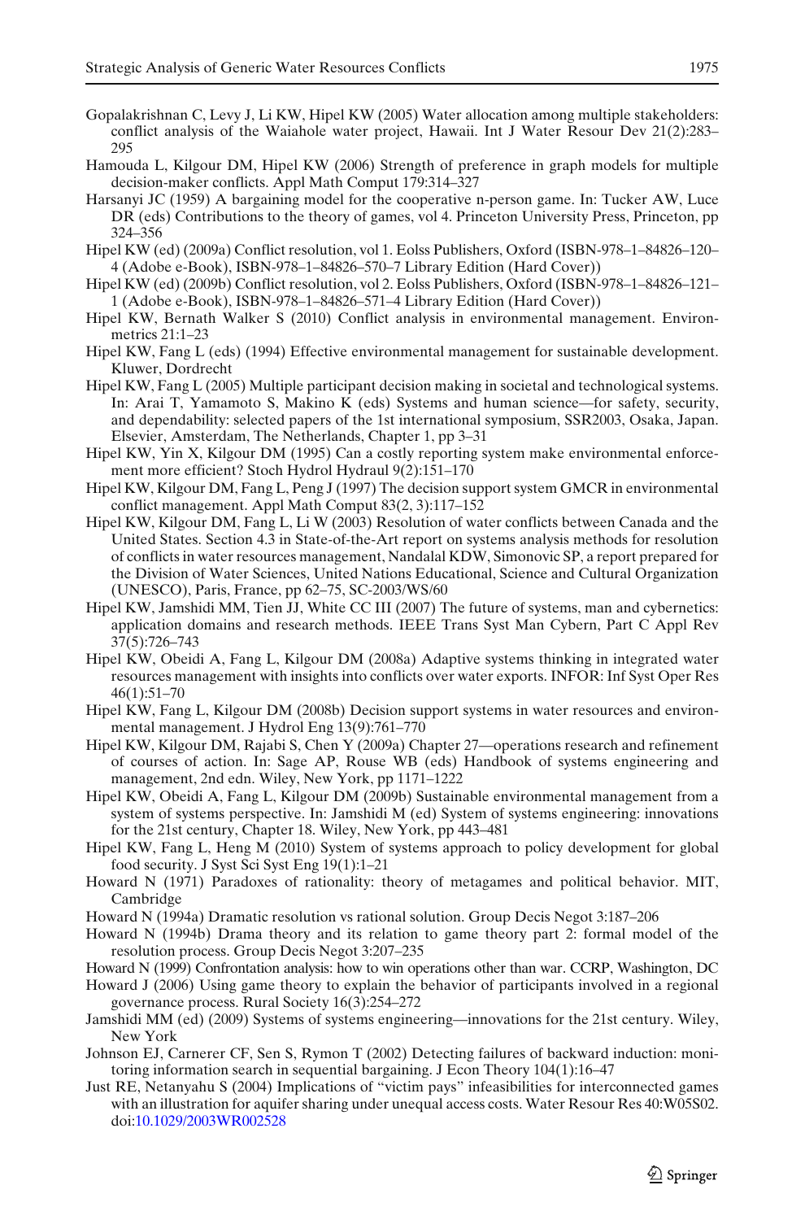Gopalakrishnan C, Levy J, Li KW, Hipel KW (2005) Water allocation among multiple stakeholders: conflict analysis of the Waiahole water project, Hawaii. Int J Water Resour Dev 21(2):283–295

Hamouda L, Kilgour DM, Hipel KW (2006) Strength of preference in graph models for multiple decision-maker conflicts. Appl Math Comput 179:314–327

Harsanyi JC (1959) A bargaining model for the cooperative n-person game. In: Tucker AW, Luce DR (eds) Contributions to the theory of games, vol 4. Princeton University Press, Princeton, pp 324–356

Hipel KW (ed) (2009a) Conflict resolution, vol 1. Eolss Publishers, Oxford (ISBN-978–1–84826–120–4 (Adobe e-Book), ISBN-978–1–84826–570–7 Library Edition (Hard Cover))

Hipel KW (ed) (2009b) Conflict resolution, vol 2. Eolss Publishers, Oxford (ISBN-978–1–84826–121–1 (Adobe e-Book), ISBN-978–1–84826–571–4 Library Edition (Hard Cover))

Hipel KW, Bernath Walker S (2010) Conflict analysis in environmental management. Environmetrics 21:1–23

Hipel KW, Fang L (eds) (1994) Effective environmental management for sustainable development. Kluwer, Dordrecht

Hipel KW, Fang L (2005) Multiple participant decision making in societal and technological systems. In: Arai T, Yamamoto S, Makino K (eds) Systems and human science—for safety, security, and dependability: selected papers of the 1st international symposium, SSR2003, Osaka, Japan. Elsevier, Amsterdam, The Netherlands, Chapter 1, pp 3–31

Hipel KW, Yin X, Kilgour DM (1995) Can a costly reporting system make environmental enforcement more efficient? Stoch Hydrol Hydraul 9(2):151–170

Hipel KW, Kilgour DM, Fang L, Peng J (1997) The decision support system GMCR in environmental conflict management. Appl Math Comput 83(2, 3):117–152

Hipel KW, Kilgour DM, Fang L, Li W (2003) Resolution of water conflicts between Canada and the United States. Section 4.3 in State-of-the-Art report on systems analysis methods for resolution of conflicts in water resources management, Nandalal KDW, Simonovic SP, a report prepared for the Division of Water Sciences, United Nations Educational, Science and Cultural Organization (UNESCO), Paris, France, pp 62–75, SC-2003/WS/60

Hipel KW, Jamshidi MM, Tien JJ, White CC III (2007) The future of systems, man and cybernetics: application domains and research methods. IEEE Trans Syst Man Cybern, Part C Appl Rev 37(5):726–743

Hipel KW, Obeidi A, Fang L, Kilgour DM (2008a) Adaptive systems thinking in integrated water resources management with insights into conflicts over water exports. INFOR: Inf Syst Oper Res 46(1):51–70

Hipel KW, Fang L, Kilgour DM (2008b) Decision support systems in water resources and environmental management. J Hydrol Eng 13(9):761–770

Hipel KW, Kilgour DM, Rajabi S, Chen Y (2009a) Chapter 27—operations research and refinement of courses of action. In: Sage AP, Rouse WB (eds) Handbook of systems engineering and management, 2nd edn. Wiley, New York, pp 1171–1222

Hipel KW, Obeidi A, Fang L, Kilgour DM (2009b) Sustainable environmental management from a system of systems perspective. In: Jamshidi M (ed) System of systems engineering: innovations for the 21st century, Chapter 18. Wiley, New York, pp 443–481

Hipel KW, Fang L, Heng M (2010) System of systems approach to policy development for global food security. J Syst Sci Syst Eng 19(1):1–21

Howard N (1971) Paradoxes of rationality: theory of metagames and political behavior. MIT, Cambridge

Howard N (1994a) Dramatic resolution vs rational solution. Group Decis Negot 3:187–206

Howard N (1994b) Drama theory and its relation to game theory part 2: formal model of the resolution process. Group Decis Negot 3:207–235

Howard N (1999) Confrontation analysis: how to win operations other than war. CCRP, Washington, DC

Howard J (2006) Using game theory to explain the behavior of participants involved in a regional governance process. Rural Society 16(3):254–272

Jamshidi MM (ed) (2009) Systems of systems engineering—innovations for the 21st century. Wiley, New York

Johnson EJ, Carnerer CF, Sen S, Rymon T (2002) Detecting failures of backward induction: monitoring information search in sequential bargaining. J Econ Theory 104(1):16–47

Just RE, Netanyahu S (2004) Implications of "victim pays" infeasibilities for interconnected games with an illustration for aquifer sharing under unequal access costs. Water Resour Res 40:W05S02. doi:10.1029/2003WR002528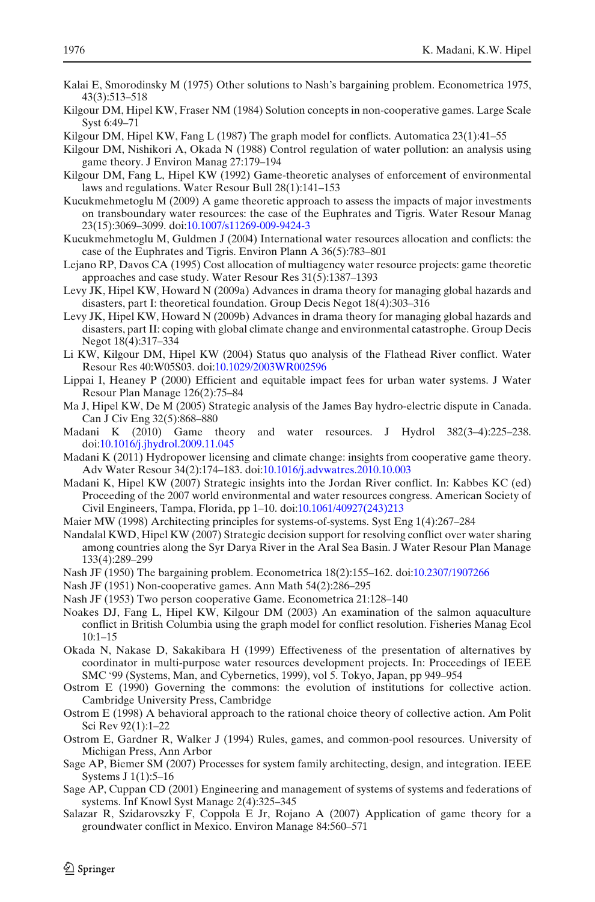Kalai E, Smorodinsky M (1975) Other solutions to Nash's bargaining problem. Econometrica 1975, 43(3):513–518

Kilgour DM, Hipel KW, Fraser NM (1984) Solution concepts in non-cooperative games. Large Scale Syst 6:49–71

Kilgour DM, Hipel KW, Fang L (1987) The graph model for conflicts. Automatica 23(1):41–55

Kilgour DM, Nishikori A, Okada N (1988) Control regulation of water pollution: an analysis using game theory. J Environ Manag 27:179–194

Kilgour DM, Fang L, Hipel KW (1992) Game-theoretic analyses of enforcement of environmental laws and regulations. Water Resour Bull 28(1):141–153

Kucukmehmetoglu M (2009) A game theoretic approach to assess the impacts of major investments on transboundary water resources: the case of the Euphrates and Tigris. Water Resour Manag 23(15):3069–3099. doi:10.1007/s11269-009-9424-3

Kucukmehmetoglu M, Guldmen J (2004) International water resources allocation and conflicts: the case of the Euphrates and Tigris. Environ Plann A 36(5):783–801

Lejano RP, Davos CA (1995) Cost allocation of multiagency water resource projects: game theoretic approaches and case study. Water Resour Res 31(5):1387–1393

Levy JK, Hipel KW, Howard N (2009a) Advances in drama theory for managing global hazards and disasters, part I: theoretical foundation. Group Decis Negot 18(4):303–316

Levy JK, Hipel KW, Howard N (2009b) Advances in drama theory for managing global hazards and disasters, part II: coping with global climate change and environmental catastrophe. Group Decis Negot 18(4):317–334

Li KW, Kilgour DM, Hipel KW (2004) Status quo analysis of the Flathead River conflict. Water Resour Res 40:W05S03. doi:10.1029/2003WR002596

Lippai I, Heaney P (2000) Efficient and equitable impact fees for urban water systems. J Water Resour Plan Manage 126(2):75–84

Ma J, Hipel KW, De M (2005) Strategic analysis of the James Bay hydro-electric dispute in Canada. Can J Civ Eng 32(5):868–880

Madani K (2010) Game theory and water resources. J Hydrol 382(3–4):225–238. doi:10.1016/j.jhydrol.2009.11.045

Madani K (2011) Hydropower licensing and climate change: insights from cooperative game theory. Adv Water Resour 34(2):174–183. doi:10.1016/j.advwatres.2010.10.003

Madani K, Hipel KW (2007) Strategic insights into the Jordan River conflict. In: Kabbes KC (ed) Proceeding of the 2007 world environmental and water resources congress. American Society of Civil Engineers, Tampa, Florida, pp 1–10. doi:10.1061/40927(243)213

Maier MW (1998) Architecting principles for systems-of-systems. Syst Eng 1(4):267–284

Nandalal KWD, Hipel KW (2007) Strategic decision support for resolving conflict over water sharing among countries along the Syr Darya River in the Aral Sea Basin. J Water Resour Plan Manage 133(4):289–299

Nash JF (1950) The bargaining problem. Econometrica 18(2):155–162. doi:10.2307/1907266

Nash JF (1951) Non-cooperative games. Ann Math 54(2):286–295

Nash JF (1953) Two person cooperative Game. Econometrica 21:128–140

Noakes DJ, Fang L, Hipel KW, Kilgour DM (2003) An examination of the salmon aquaculture conflict in British Columbia using the graph model for conflict resolution. Fisheries Manag Ecol 10:1–15

Okada N, Nakase D, Sakakibara H (1999) Effectiveness of the presentation of alternatives by coordinator in multi-purpose water resources development projects. In: Proceedings of IEEE SMC '99 (Systems, Man, and Cybernetics, 1999), vol 5. Tokyo, Japan, pp 949–954

Ostrom E (1990) Governing the commons: the evolution of institutions for collective action. Cambridge University Press, Cambridge

Ostrom E (1998) A behavioral approach to the rational choice theory of collective action. Am Polit Sci Rev 92(1):1–22

Ostrom E, Gardner R, Walker J (1994) Rules, games, and common-pool resources. University of Michigan Press, Ann Arbor

Sage AP, Biemer SM (2007) Processes for system family architecting, design, and integration. IEEE Systems J 1(1):5–16

Sage AP, Cuppan CD (2001) Engineering and management of systems of systems and federations of systems. Inf Knowl Syst Manage 2(4):325–345

Salazar R, Szidarovszky F, Coppola E Jr, Rojano A (2007) Application of game theory for a groundwater conflict in Mexico. Environ Manage 84:560–571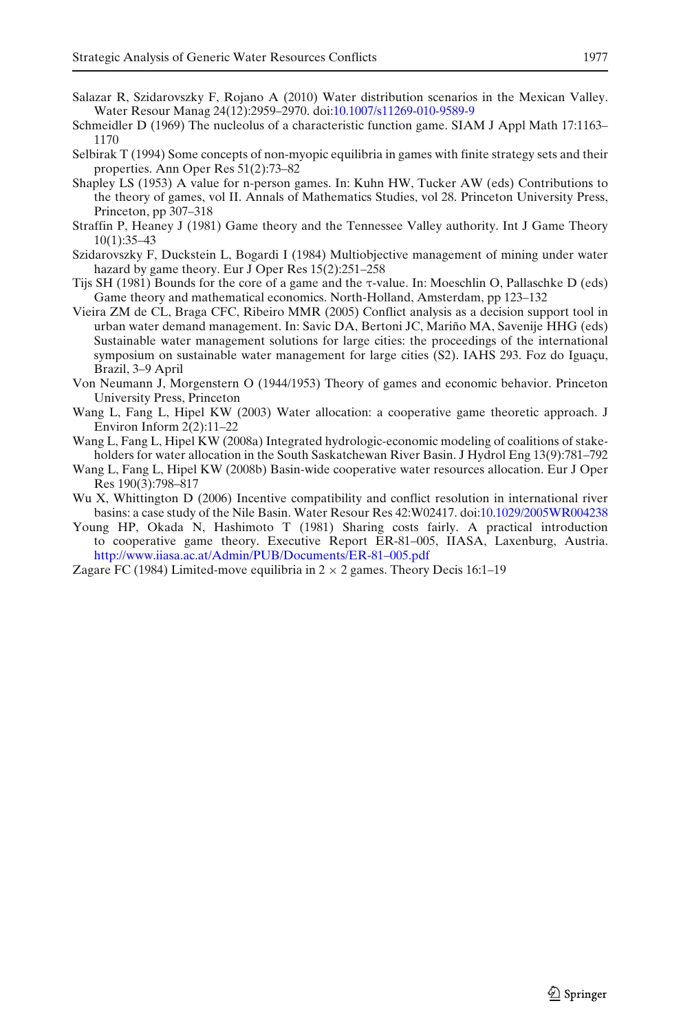Salazar R, Szidarovszky F, Rojano A (2010) Water distribution scenarios in the Mexican Valley. Water Resour Manag 24(12):2959–2970. doi:10.1007/s11269-010-9589-9

Schmeidler D (1969) The nucleolus of a characteristic function game. SIAM J Appl Math 17:1163–1170

Selbirak T (1994) Some concepts of non-myopic equilibria in games with finite strategy sets and their properties. Ann Oper Res 51(2):73–82

Shapley LS (1953) A value for n-person games. In: Kuhn HW, Tucker AW (eds) Contributions to the theory of games, vol II. Annals of Mathematics Studies, vol 28. Princeton University Press, Princeton, pp 307–318

Straffin P, Heaney J (1981) Game theory and the Tennessee Valley authority. Int J Game Theory 10(1):35–43

Szidarovszky F, Duckstein L, Bogardi I (1984) Multiobjective management of mining under water hazard by game theory. Eur J Oper Res 15(2):251–258

Tijs SH (1981) Bounds for the core of a game and the $\tau$-value. In: Moeschlin O, Pallaschke D (eds) Game theory and mathematical economics. North-Holland, Amsterdam, pp 123–132

Vieira ZM de CL, Braga CFC, Ribeiro MMR (2005) Conflict analysis as a decision support tool in urban water demand management. In: Savic DA, Bertoni JC, Mariño MA, Savenije HHG (eds) Sustainable water management solutions for large cities: the proceedings of the international symposium on sustainable water management for large cities (S2). IAHS 293. Foz do Iguaçu, Brazil, 3–9 April

Von Neumann J, Morgenstern O (1944/1953) Theory of games and economic behavior. Princeton University Press, Princeton

Wang L, Fang L, Hipel KW (2003) Water allocation: a cooperative game theoretic approach. J Environ Inform 2(2):11–22

Wang L, Fang L, Hipel KW (2008a) Integrated hydrologic-economic modeling of coalitions of stakeholders for water allocation in the South Saskatchewan River Basin. J Hydrol Eng 13(9):781–792

Wang L, Fang L, Hipel KW (2008b) Basin-wide cooperative water resources allocation. Eur J Oper Res 190(3):798–817

Wu X, Whittington D (2006) Incentive compatibility and conflict resolution in international river basins: a case study of the Nile Basin. Water Resour Res 42:W02417. doi:10.1029/2005WR004238

Young HP, Okada N, Hashimoto T (1981) Sharing costs fairly. A practical introduction to cooperative game theory. Executive Report ER-81–005, IIASA, Laxenburg, Austria. http://www.iiasa.ac.at/Admin/PUB/Documents/ER-81–005.pdf

Zagare FC (1984) Limited-move equilibria in $2 \times 2$ games. Theory Decis 16:1–19